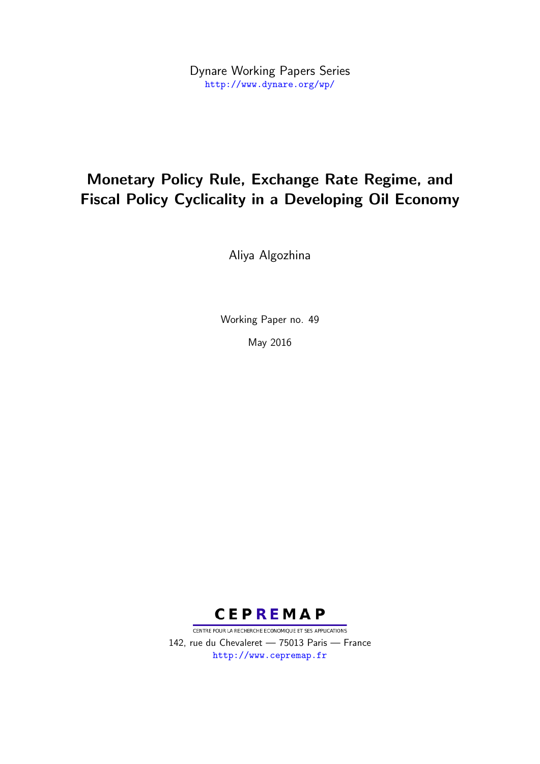Dynare Working Papers Series
http://www.dynare.org/wp/

# Monetary Policy Rule, Exchange Rate Regime, and Fiscal Policy Cyclicality in a Developing Oil Economy

Aliya Algozhina

Working Paper no. 49

May 2016

CEPREMAP

CENTRE POUR LA RECHERCHE ECONOMIQUE ET SES APPLICATIONS

142, rue du Chevaleret — 75013 Paris — France

http://www.cepremap.fr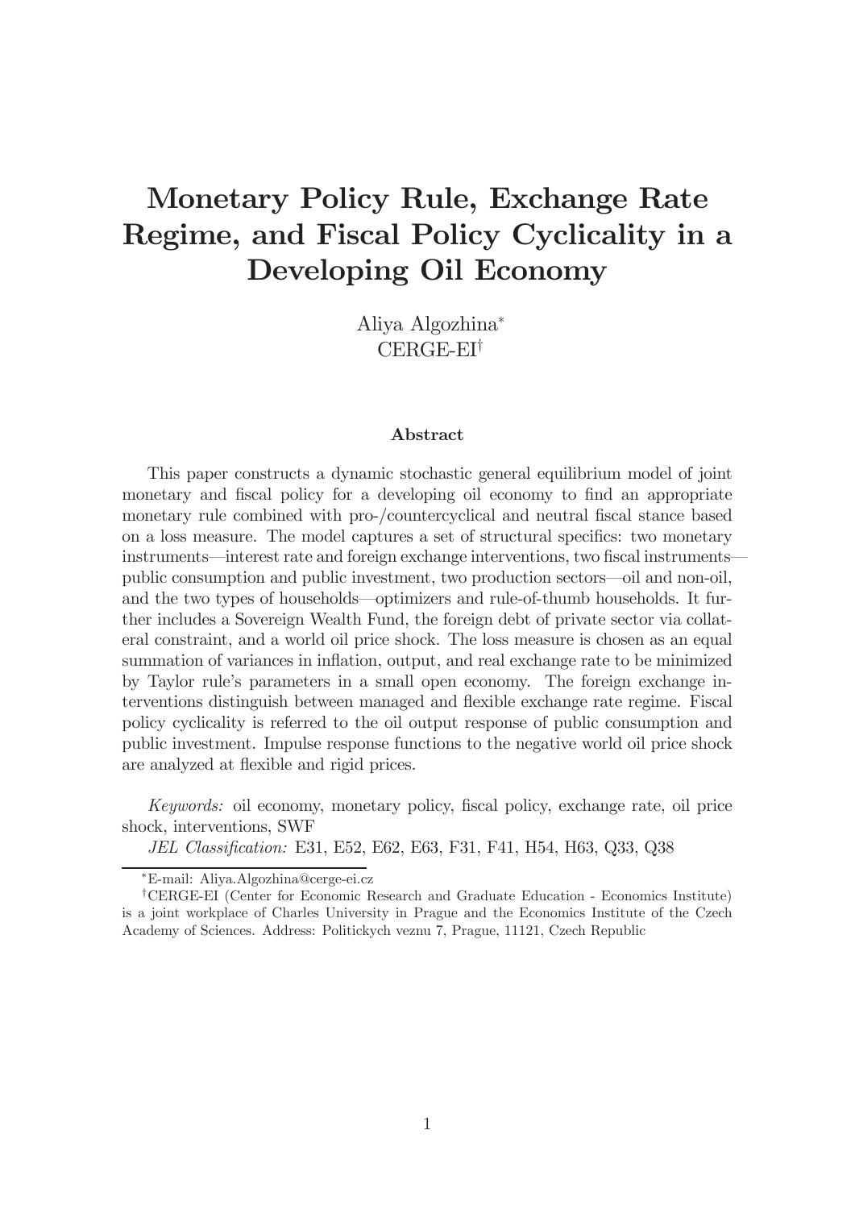# Monetary Policy Rule, Exchange Rate Regime, and Fiscal Policy Cyclicality in a Developing Oil Economy

Aliya Algozhina[*]
CERGE-EI[†]

### Abstract

This paper constructs a dynamic stochastic general equilibrium model of joint monetary and fiscal policy for a developing oil economy to find an appropriate monetary rule combined with pro-/countercyclical and neutral fiscal stance based on a loss measure. The model captures a set of structural specifics: two monetary instruments—interest rate and foreign exchange interventions, two fiscal instruments—public consumption and public investment, two production sectors—oil and non-oil, and the two types of households—optimizers and rule-of-thumb households. It further includes a Sovereign Wealth Fund, the foreign debt of private sector via collateral constraint, and a world oil price shock. The loss measure is chosen as an equal summation of variances in inflation, output, and real exchange rate to be minimized by Taylor rule's parameters in a small open economy. The foreign exchange interventions distinguish between managed and flexible exchange rate regime. Fiscal policy cyclicality is referred to the oil output response of public consumption and public investment. Impulse response functions to the negative world oil price shock are analyzed at flexible and rigid prices.

*Keywords:* oil economy, monetary policy, fiscal policy, exchange rate, oil price shock, interventions, SWF

*JEL Classification:* E31, E52, E62, E63, F31, F41, H54, H63, Q33, Q38

---

[*] E-mail: Aliya.Algozhina@cerge-ei.cz

[†] CERGE-EI (Center for Economic Research and Graduate Education - Economics Institute) is a joint workplace of Charles University in Prague and the Economics Institute of the Czech Academy of Sciences. Address: Politickych veznu 7, Prague, 11121, Czech Republic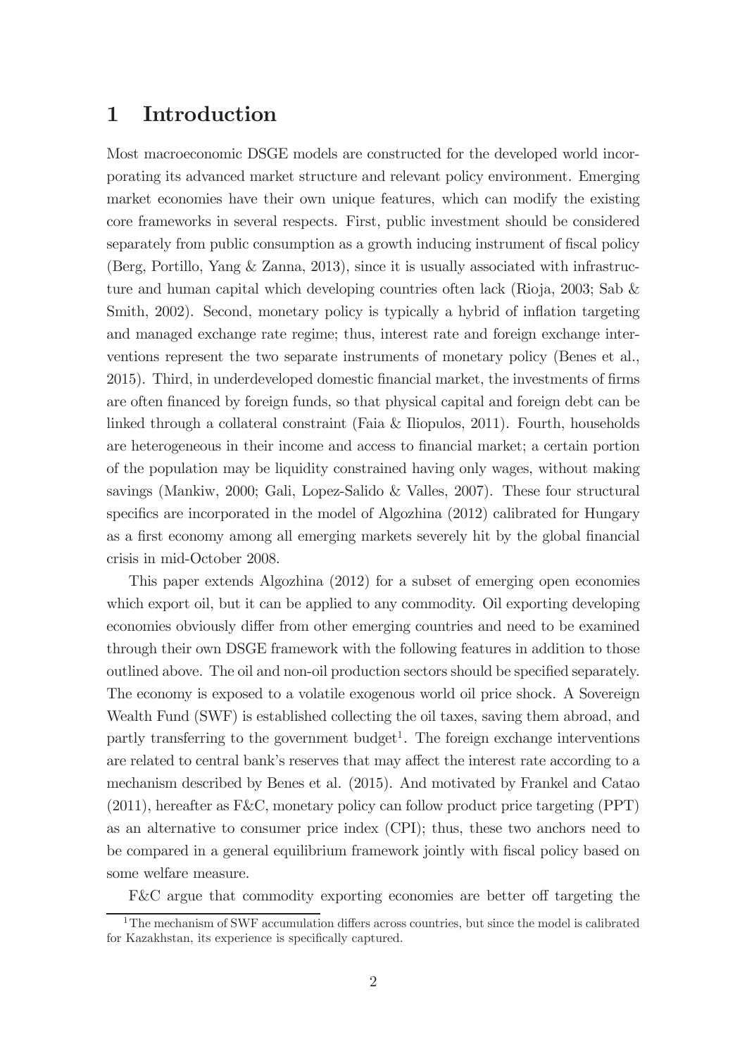# 1 Introduction

Most macroeconomic DSGE models are constructed for the developed world incorporating its advanced market structure and relevant policy environment. Emerging market economies have their own unique features, which can modify the existing core frameworks in several respects. First, public investment should be considered separately from public consumption as a growth inducing instrument of fiscal policy (Berg, Portillo, Yang & Zanna, 2013), since it is usually associated with infrastructure and human capital which developing countries often lack (Rioja, 2003; Sab & Smith, 2002). Second, monetary policy is typically a hybrid of inflation targeting and managed exchange rate regime; thus, interest rate and foreign exchange interventions represent the two separate instruments of monetary policy (Benes et al., 2015). Third, in underdeveloped domestic financial market, the investments of firms are often financed by foreign funds, so that physical capital and foreign debt can be linked through a collateral constraint (Faia & Iliopulos, 2011). Fourth, households are heterogeneous in their income and access to financial market; a certain portion of the population may be liquidity constrained having only wages, without making savings (Mankiw, 2000; Gali, Lopez-Salido & Valles, 2007). These four structural specifics are incorporated in the model of Algozhina (2012) calibrated for Hungary as a first economy among all emerging markets severely hit by the global financial crisis in mid-October 2008.

This paper extends Algozhina (2012) for a subset of emerging open economies which export oil, but it can be applied to any commodity. Oil exporting developing economies obviously differ from other emerging countries and need to be examined through their own DSGE framework with the following features in addition to those outlined above. The oil and non-oil production sectors should be specified separately. The economy is exposed to a volatile exogenous world oil price shock. A Sovereign Wealth Fund (SWF) is established collecting the oil taxes, saving them abroad, and partly transferring to the government budget[1]. The foreign exchange interventions are related to central bank's reserves that may affect the interest rate according to a mechanism described by Benes et al. (2015). And motivated by Frankel and Catao (2011), hereafter as F&C, monetary policy can follow product price targeting (PPT) as an alternative to consumer price index (CPI); thus, these two anchors need to be compared in a general equilibrium framework jointly with fiscal policy based on some welfare measure.

F&C argue that commodity exporting economies are better off targeting the

[1] The mechanism of SWF accumulation differs across countries, but since the model is calibrated for Kazakhstan, its experience is specifically captured.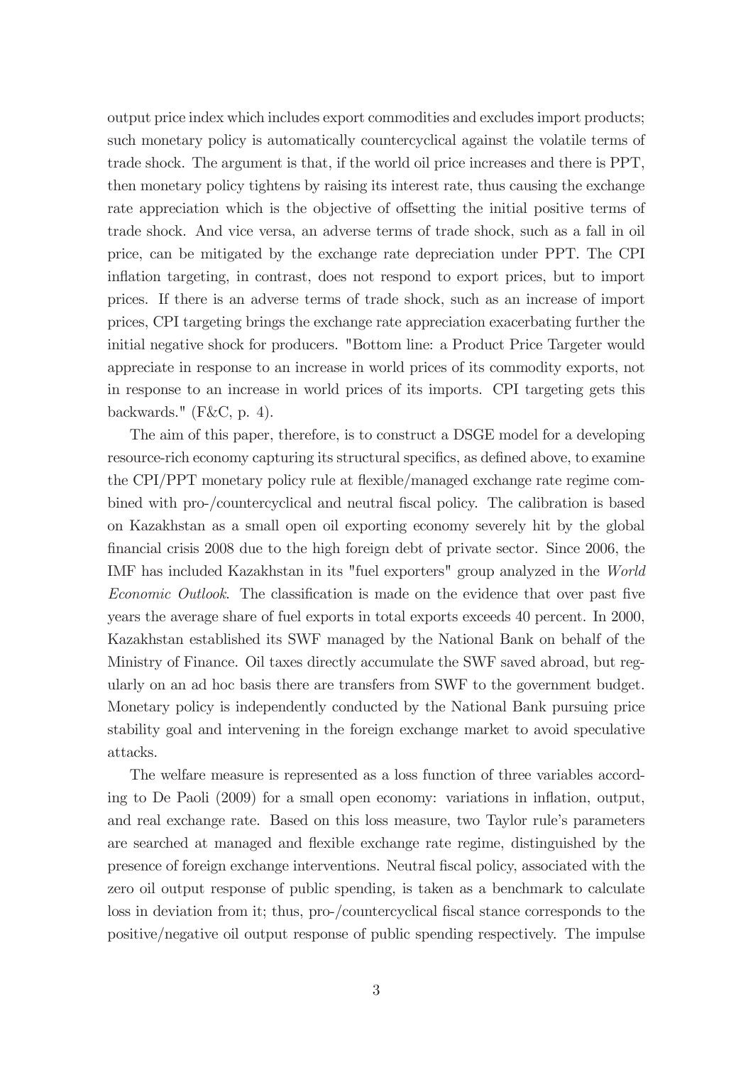output price index which includes export commodities and excludes import products; such monetary policy is automatically countercyclical against the volatile terms of trade shock. The argument is that, if the world oil price increases and there is PPT, then monetary policy tightens by raising its interest rate, thus causing the exchange rate appreciation which is the objective of offsetting the initial positive terms of trade shock. And vice versa, an adverse terms of trade shock, such as a fall in oil price, can be mitigated by the exchange rate depreciation under PPT. The CPI inflation targeting, in contrast, does not respond to export prices, but to import prices. If there is an adverse terms of trade shock, such as an increase of import prices, CPI targeting brings the exchange rate appreciation exacerbating further the initial negative shock for producers. "Bottom line: a Product Price Targeter would appreciate in response to an increase in world prices of its commodity exports, not in response to an increase in world prices of its imports. CPI targeting gets this backwards." (F&C, p. 4).

The aim of this paper, therefore, is to construct a DSGE model for a developing resource-rich economy capturing its structural specifics, as defined above, to examine the CPI/PPT monetary policy rule at flexible/managed exchange rate regime combined with pro-/countercyclical and neutral fiscal policy. The calibration is based on Kazakhstan as a small open oil exporting economy severely hit by the global financial crisis 2008 due to the high foreign debt of private sector. Since 2006, the IMF has included Kazakhstan in its "fuel exporters" group analyzed in the *World Economic Outlook*. The classification is made on the evidence that over past five years the average share of fuel exports in total exports exceeds 40 percent. In 2000, Kazakhstan established its SWF managed by the National Bank on behalf of the Ministry of Finance. Oil taxes directly accumulate the SWF saved abroad, but regularly on an ad hoc basis there are transfers from SWF to the government budget. Monetary policy is independently conducted by the National Bank pursuing price stability goal and intervening in the foreign exchange market to avoid speculative attacks.

The welfare measure is represented as a loss function of three variables according to De Paoli (2009) for a small open economy: variations in inflation, output, and real exchange rate. Based on this loss measure, two Taylor rule's parameters are searched at managed and flexible exchange rate regime, distinguished by the presence of foreign exchange interventions. Neutral fiscal policy, associated with the zero oil output response of public spending, is taken as a benchmark to calculate loss in deviation from it; thus, pro-/countercyclical fiscal stance corresponds to the positive/negative oil output response of public spending respectively. The impulse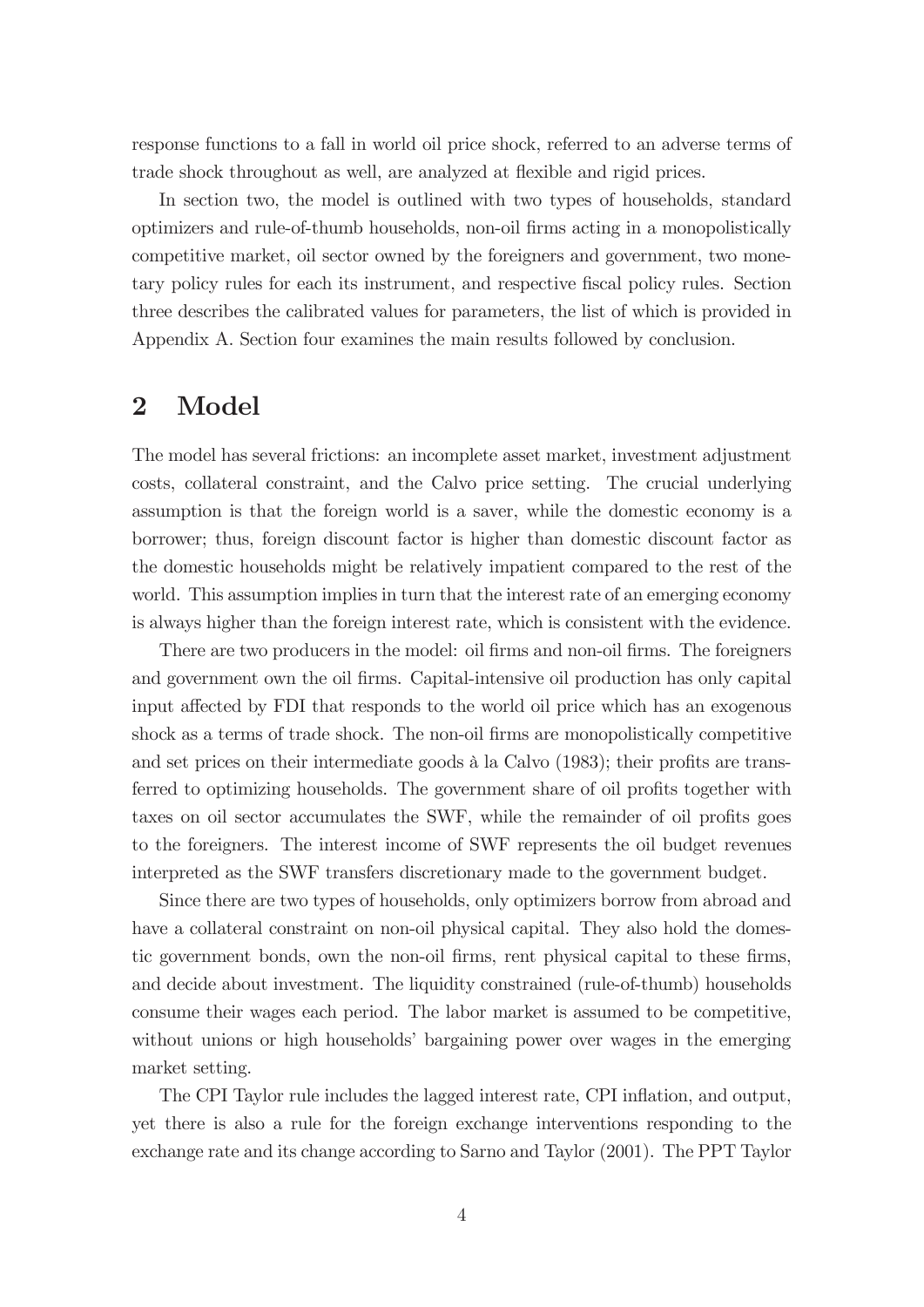response functions to a fall in world oil price shock, referred to an adverse terms of trade shock throughout as well, are analyzed at flexible and rigid prices.

In section two, the model is outlined with two types of households, standard optimizers and rule-of-thumb households, non-oil firms acting in a monopolistically competitive market, oil sector owned by the foreigners and government, two monetary policy rules for each its instrument, and respective fiscal policy rules. Section three describes the calibrated values for parameters, the list of which is provided in Appendix A. Section four examines the main results followed by conclusion.

## 2 Model

The model has several frictions: an incomplete asset market, investment adjustment costs, collateral constraint, and the Calvo price setting. The crucial underlying assumption is that the foreign world is a saver, while the domestic economy is a borrower; thus, foreign discount factor is higher than domestic discount factor as the domestic households might be relatively impatient compared to the rest of the world. This assumption implies in turn that the interest rate of an emerging economy is always higher than the foreign interest rate, which is consistent with the evidence.

There are two producers in the model: oil firms and non-oil firms. The foreigners and government own the oil firms. Capital-intensive oil production has only capital input affected by FDI that responds to the world oil price which has an exogenous shock as a terms of trade shock. The non-oil firms are monopolistically competitive and set prices on their intermediate goods à la Calvo (1983); their profits are transferred to optimizing households. The government share of oil profits together with taxes on oil sector accumulates the SWF, while the remainder of oil profits goes to the foreigners. The interest income of SWF represents the oil budget revenues interpreted as the SWF transfers discretionary made to the government budget.

Since there are two types of households, only optimizers borrow from abroad and have a collateral constraint on non-oil physical capital. They also hold the domestic government bonds, own the non-oil firms, rent physical capital to these firms, and decide about investment. The liquidity constrained (rule-of-thumb) households consume their wages each period. The labor market is assumed to be competitive, without unions or high households' bargaining power over wages in the emerging market setting.

The CPI Taylor rule includes the lagged interest rate, CPI inflation, and output, yet there is also a rule for the foreign exchange interventions responding to the exchange rate and its change according to Sarno and Taylor (2001). The PPT Taylor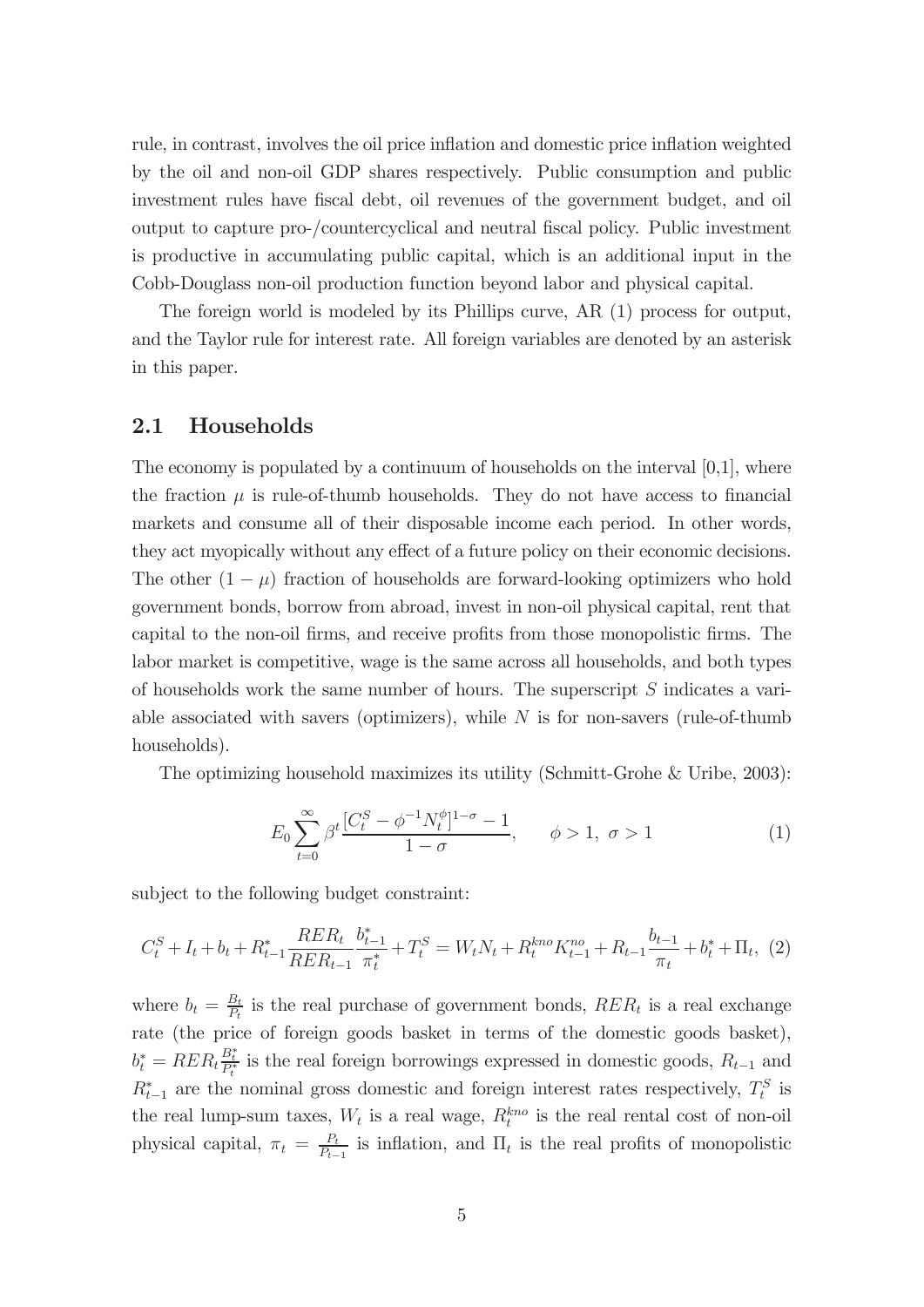rule, in contrast, involves the oil price inflation and domestic price inflation weighted by the oil and non-oil GDP shares respectively. Public consumption and public investment rules have fiscal debt, oil revenues of the government budget, and oil output to capture pro-/countercyclical and neutral fiscal policy. Public investment is productive in accumulating public capital, which is an additional input in the Cobb-Douglass non-oil production function beyond labor and physical capital.

The foreign world is modeled by its Phillips curve, AR (1) process for output, and the Taylor rule for interest rate. All foreign variables are denoted by an asterisk in this paper.

## 2.1 Households

The economy is populated by a continuum of households on the interval [0,1], where the fraction $\mu$ is rule-of-thumb households. They do not have access to financial markets and consume all of their disposable income each period. In other words, they act myopically without any effect of a future policy on their economic decisions. The other $(1-\mu)$ fraction of households are forward-looking optimizers who hold government bonds, borrow from abroad, invest in non-oil physical capital, rent that capital to the non-oil firms, and receive profits from those monopolistic firms. The labor market is competitive, wage is the same across all households, and both types of households work the same number of hours. The superscript $S$ indicates a variable associated with savers (optimizers), while $N$ is for non-savers (rule-of-thumb households).

The optimizing household maximizes its utility (Schmitt-Grohe & Uribe, 2003):

$$E_0 \sum_{t=0}^{\infty} \beta^t \frac{[C_t^S - \phi^{-1} N_t^{\phi}]^{1-\sigma} - 1}{1-\sigma}, \qquad \phi > 1,\ \sigma > 1 \tag{1}$$

subject to the following budget constraint:

$$C_t^S + I_t + b_t + R_{t-1}^* \frac{RER_t}{RER_{t-1}} \frac{b_{t-1}^*}{\pi_t^*} + T_t^S = W_t N_t + R_t^{kno} K_{t-1}^{no} + R_{t-1} \frac{b_{t-1}}{\pi_t} + b_t^* + \Pi_t, \tag{2}$$

where $b_t = \frac{B_t}{P_t}$ is the real purchase of government bonds, $RER_t$ is a real exchange rate (the price of foreign goods basket in terms of the domestic goods basket), $b_t^* = RER_t \frac{B_t^*}{P_t^*}$ is the real foreign borrowings expressed in domestic goods, $R_{t-1}$ and $R_{t-1}^*$ are the nominal gross domestic and foreign interest rates respectively, $T_t^S$ is the real lump-sum taxes, $W_t$ is a real wage, $R_t^{kno}$ is the real rental cost of non-oil physical capital, $\pi_t = \frac{P_t}{P_{t-1}}$ is inflation, and $\Pi_t$ is the real profits of monopolistic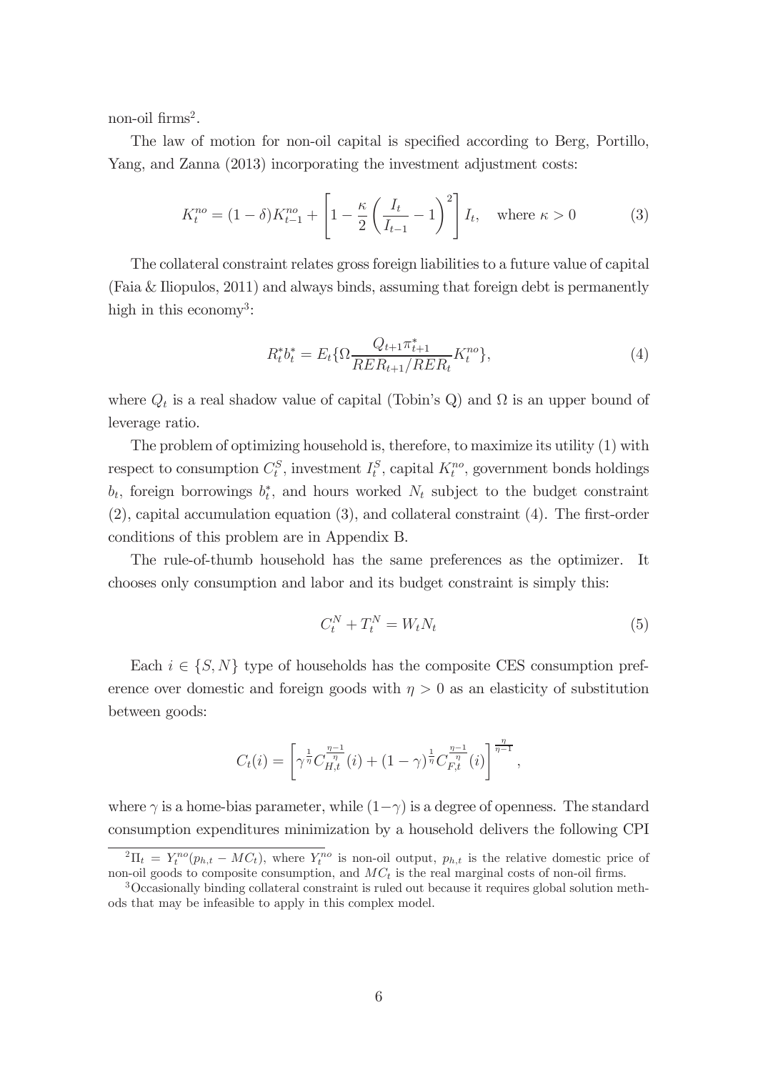non-oil firms[2].

The law of motion for non-oil capital is specified according to Berg, Portillo, Yang, and Zanna (2013) incorporating the investment adjustment costs:

$$K_t^{no} = (1-\delta)K_{t-1}^{no} + \left[1 - \frac{\kappa}{2}\left(\frac{I_t}{I_{t-1}} - 1\right)^2\right] I_t, \quad \text{where } \kappa > 0 \tag{3}$$

The collateral constraint relates gross foreign liabilities to a future value of capital (Faia & Iliopulos, 2011) and always binds, assuming that foreign debt is permanently high in this economy[3]:

$$R_t^* b_t^* = E_t\{\Omega \frac{Q_{t+1}\pi_{t+1}^*}{RER_{t+1}/RER_t} K_t^{no}\}, \tag{4}$$

where $Q_t$ is a real shadow value of capital (Tobin's Q) and $\Omega$ is an upper bound of leverage ratio.

The problem of optimizing household is, therefore, to maximize its utility (1) with respect to consumption $C_t^S$, investment $I_t^S$, capital $K_t^{no}$, government bonds holdings $b_t$, foreign borrowings $b_t^*$, and hours worked $N_t$ subject to the budget constraint (2), capital accumulation equation (3), and collateral constraint (4). The first-order conditions of this problem are in Appendix B.

The rule-of-thumb household has the same preferences as the optimizer. It chooses only consumption and labor and its budget constraint is simply this:

$$C_t^N + T_t^N = W_t N_t \tag{5}$$

Each $i \in \{S, N\}$ type of households has the composite CES consumption preference over domestic and foreign goods with $\eta > 0$ as an elasticity of substitution between goods:

$$C_t(i) = \left[\gamma^{\frac{1}{\eta}} C_{H,t}^{\frac{\eta-1}{\eta}}(i) + (1-\gamma)^{\frac{1}{\eta}} C_{F,t}^{\frac{\eta-1}{\eta}}(i)\right]^{\frac{\eta}{\eta-1}},$$

where $\gamma$ is a home-bias parameter, while $(1-\gamma)$ is a degree of openness. The standard consumption expenditures minimization by a household delivers the following CPI

[2] $\Pi_t = Y_t^{no}(p_{h,t} - MC_t)$, where $Y_t^{no}$ is non-oil output, $p_{h,t}$ is the relative domestic price of non-oil goods to composite consumption, and $MC_t$ is the real marginal costs of non-oil firms.

[3] Occasionally binding collateral constraint is ruled out because it requires global solution methods that may be infeasible to apply in this complex model.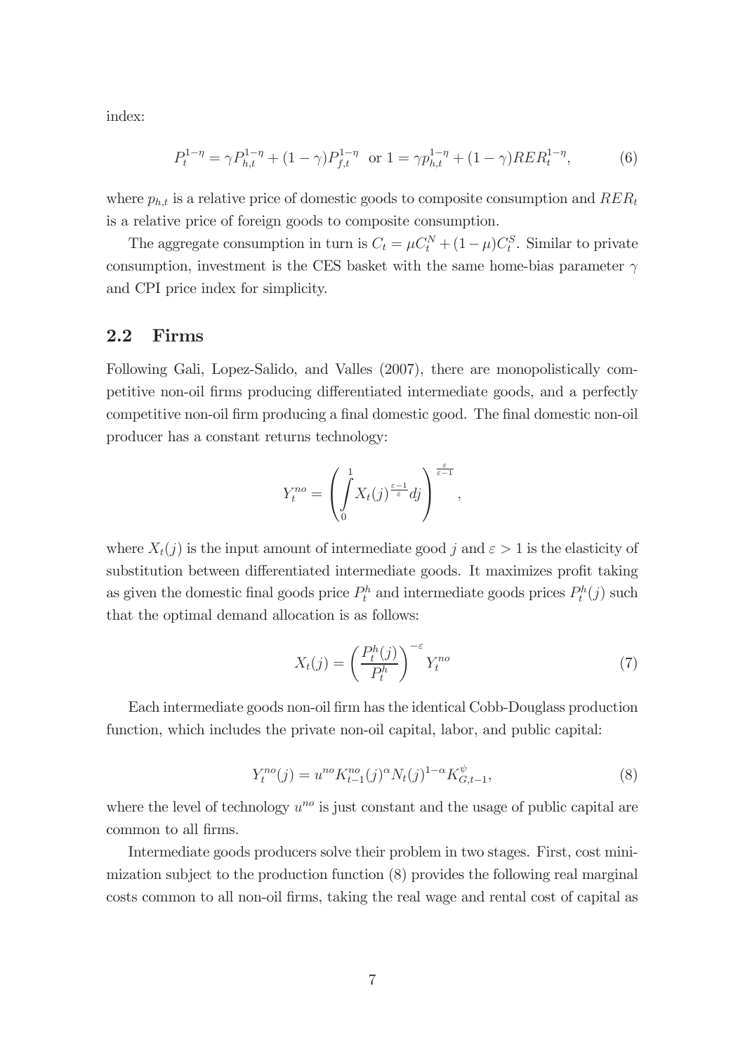index:

$$P_t^{1-\eta} = \gamma P_{h,t}^{1-\eta} + (1-\gamma) P_{f,t}^{1-\eta} \text{ or } 1 = \gamma p_{h,t}^{1-\eta} + (1-\gamma) RER_t^{1-\eta}, \tag{6}$$

where $p_{h,t}$ is a relative price of domestic goods to composite consumption and $RER_t$ is a relative price of foreign goods to composite consumption.

The aggregate consumption in turn is $C_t = \mu C_t^N + (1-\mu) C_t^S$. Similar to private consumption, investment is the CES basket with the same home-bias parameter $\gamma$ and CPI price index for simplicity.

## 2.2 Firms

Following Gali, Lopez-Salido, and Valles (2007), there are monopolistically competitive non-oil firms producing differentiated intermediate goods, and a perfectly competitive non-oil firm producing a final domestic good. The final domestic non-oil producer has a constant returns technology:

$$Y_t^{no} = \left( \int_0^1 X_t(j)^{\frac{\varepsilon-1}{\varepsilon}} dj \right)^{\frac{\varepsilon}{\varepsilon-1}},$$

where $X_t(j)$ is the input amount of intermediate good $j$ and $\varepsilon > 1$ is the elasticity of substitution between differentiated intermediate goods. It maximizes profit taking as given the domestic final goods price $P_t^h$ and intermediate goods prices $P_t^h(j)$ such that the optimal demand allocation is as follows:

$$X_t(j) = \left( \frac{P_t^h(j)}{P_t^h} \right)^{-\varepsilon} Y_t^{no} \tag{7}$$

Each intermediate goods non-oil firm has the identical Cobb-Douglass production function, which includes the private non-oil capital, labor, and public capital:

$$Y_t^{no}(j) = u^{no} K_{t-1}^{no}(j)^{\alpha} N_t(j)^{1-\alpha} K_{G,t-1}^{\psi}, \tag{8}$$

where the level of technology $u^{no}$ is just constant and the usage of public capital are common to all firms.

Intermediate goods producers solve their problem in two stages. First, cost minimization subject to the production function (8) provides the following real marginal costs common to all non-oil firms, taking the real wage and rental cost of capital as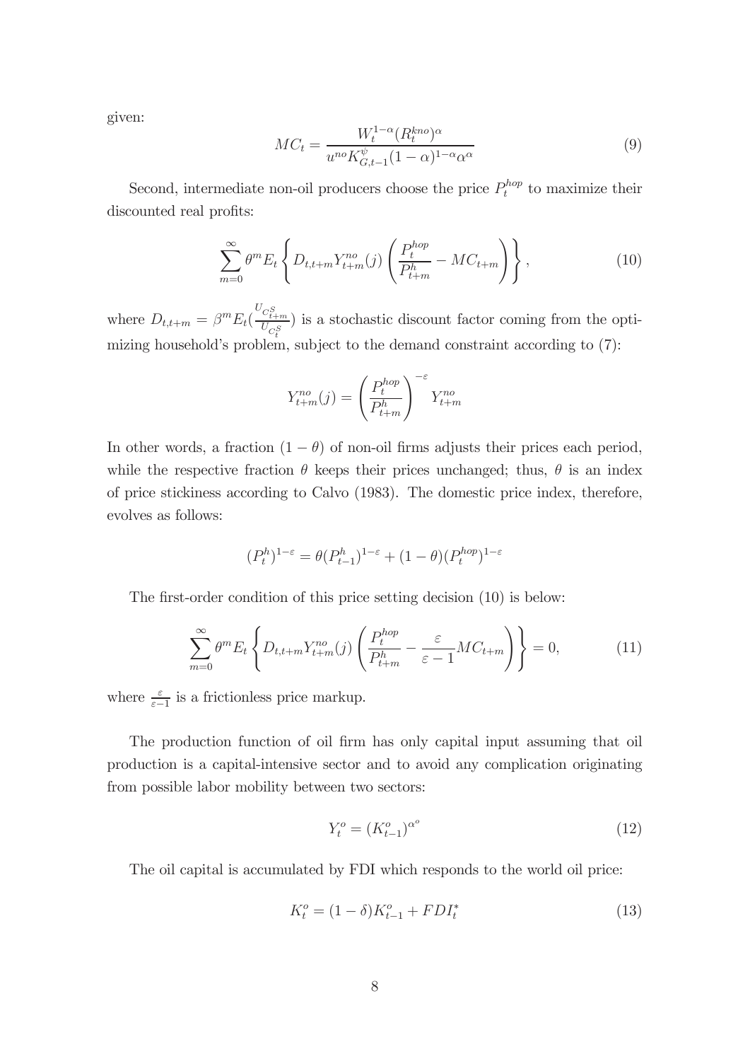given:

$$MC_t = \frac{W_t^{1-\alpha}(R_t^{kno})^{\alpha}}{u^{no}K_{G,t-1}^{\psi}(1-\alpha)^{1-\alpha}\alpha^{\alpha}} \tag{9}$$

Second, intermediate non-oil producers choose the price $P_t^{hop}$ to maximize their discounted real profits:

$$\sum_{m=0}^{\infty}\theta^m E_t\left\{D_{t,t+m}Y_{t+m}^{no}(j)\left(\frac{P_t^{hop}}{P_{t+m}^h}-MC_{t+m}\right)\right\}, \tag{10}$$

where $D_{t,t+m} = \beta^m E_t(\frac{U_{C_{t+m}^S}}{U_{C_t^S}})$ is a stochastic discount factor coming from the optimizing household's problem, subject to the demand constraint according to (7):

$$Y_{t+m}^{no}(j) = \left(\frac{P_t^{hop}}{P_{t+m}^h}\right)^{-\varepsilon} Y_{t+m}^{no}$$

In other words, a fraction $(1-\theta)$ of non-oil firms adjusts their prices each period, while the respective fraction $\theta$ keeps their prices unchanged; thus, $\theta$ is an index of price stickiness according to Calvo (1983). The domestic price index, therefore, evolves as follows:

$$(P_t^h)^{1-\varepsilon} = \theta(P_{t-1}^h)^{1-\varepsilon} + (1-\theta)(P_t^{hop})^{1-\varepsilon}$$

The first-order condition of this price setting decision (10) is below:

$$\sum_{m=0}^{\infty}\theta^m E_t\left\{D_{t,t+m}Y_{t+m}^{no}(j)\left(\frac{P_t^{hop}}{P_{t+m}^h}-\frac{\varepsilon}{\varepsilon-1}MC_{t+m}\right)\right\}=0, \tag{11}$$

where $\frac{\varepsilon}{\varepsilon-1}$ is a frictionless price markup.

The production function of oil firm has only capital input assuming that oil production is a capital-intensive sector and to avoid any complication originating from possible labor mobility between two sectors:

$$Y_t^o = (K_{t-1}^o)^{\alpha^o} \tag{12}$$

The oil capital is accumulated by FDI which responds to the world oil price:

$$K_t^o = (1-\delta)K_{t-1}^o + FDI_t^* \tag{13}$$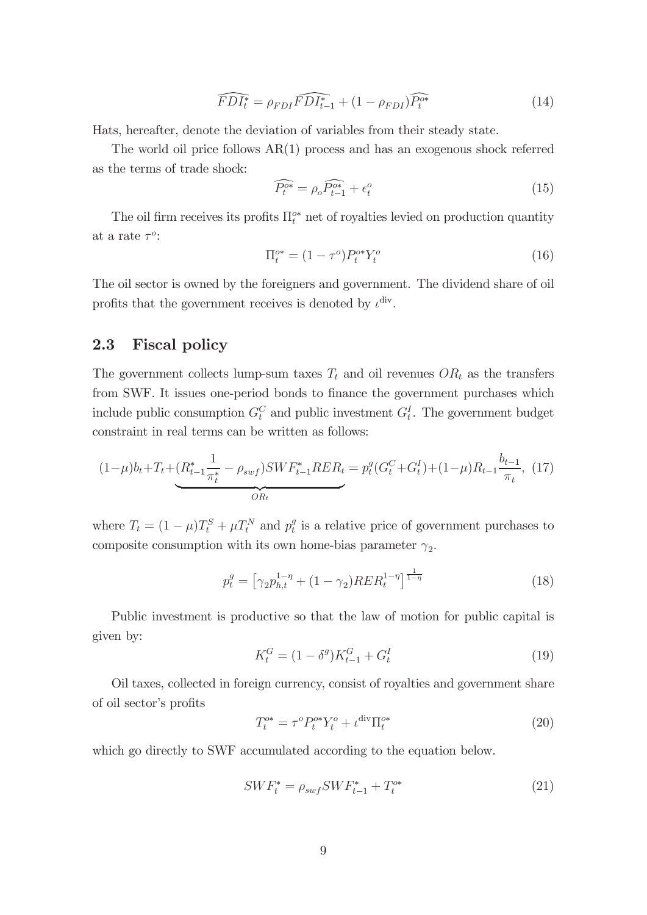$$\widehat{FDI_t^*} = \rho_{FDI}\widehat{FDI_{t-1}^*} + (1-\rho_{FDI})\widehat{P_t^{o*}} \tag{14}$$

Hats, hereafter, denote the deviation of variables from their steady state.

The world oil price follows AR(1) process and has an exogenous shock referred as the terms of trade shock:

$$\widehat{P_t^{o*}} = \rho_o \widehat{P_{t-1}^{o*}} + \epsilon_t^o \tag{15}$$

The oil firm receives its profits $\Pi_t^{o*}$ net of royalties levied on production quantity at a rate $\tau^o$:

$$\Pi_t^{o*} = (1-\tau^o)P_t^{o*}Y_t^o \tag{16}$$

The oil sector is owned by the foreigners and government. The dividend share of oil profits that the government receives is denoted by $\iota^{\text{div}}$.

## 2.3 Fiscal policy

The government collects lump-sum taxes $T_t$ and oil revenues $OR_t$ as the transfers from SWF. It issues one-period bonds to finance the government purchases which include public consumption $G_t^C$ and public investment $G_t^I$. The government budget constraint in real terms can be written as follows:

$$(1-\mu)b_t + T_t + \underbrace{(R_{t-1}^*\frac{1}{\pi_t^*} - \rho_{swf})SWF_{t-1}^* RER_t}_{OR_t} = p_t^g(G_t^C + G_t^I) + (1-\mu)R_{t-1}\frac{b_{t-1}}{\pi_t}, \tag{17}$$

where $T_t = (1-\mu)T_t^S + \mu T_t^N$ and $p_t^g$ is a relative price of government purchases to composite consumption with its own home-bias parameter $\gamma_2$.

$$p_t^g = \left[\gamma_2 p_{h,t}^{1-\eta} + (1-\gamma_2)RER_t^{1-\eta}\right]^{\frac{1}{1-\eta}} \tag{18}$$

Public investment is productive so that the law of motion for public capital is given by:

$$K_t^G = (1-\delta^g)K_{t-1}^G + G_t^I \tag{19}$$

Oil taxes, collected in foreign currency, consist of royalties and government share of oil sector's profits

$$T_t^{o*} = \tau^o P_t^{o*}Y_t^o + \iota^{\text{div}}\Pi_t^{o*} \tag{20}$$

which go directly to SWF accumulated according to the equation below.

$$SWF_t^* = \rho_{swf}SWF_{t-1}^* + T_t^{o*} \tag{21}$$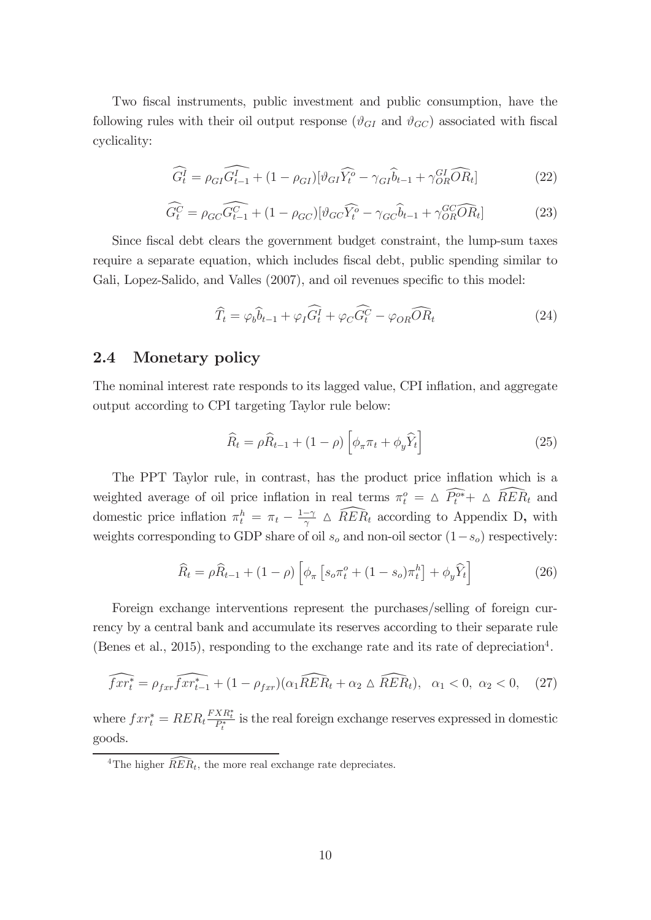Two fiscal instruments, public investment and public consumption, have the following rules with their oil output response ($\vartheta_{GI}$ and $\vartheta_{GC}$) associated with fiscal cyclicality:

$$\widehat{G_t^I} = \rho_{GI}\widehat{G_{t-1}^I} + (1-\rho_{GI})[\vartheta_{GI}\widehat{Y_t^o} - \gamma_{GI}\widehat{b}_{t-1} + \gamma_{OR}^{GI}\widehat{OR}_t] \tag{22}$$

$$\widehat{G_t^C} = \rho_{GC}\widehat{G_{t-1}^C} + (1-\rho_{GC})[\vartheta_{GC}\widehat{Y_t^o} - \gamma_{GC}\widehat{b}_{t-1} + \gamma_{OR}^{GC}\widehat{OR}_t] \tag{23}$$

Since fiscal debt clears the government budget constraint, the lump-sum taxes require a separate equation, which includes fiscal debt, public spending similar to Gali, Lopez-Salido, and Valles (2007), and oil revenues specific to this model:

$$\widehat{T}_t = \varphi_b\widehat{b}_{t-1} + \varphi_I\widehat{G_t^I} + \varphi_C\widehat{G_t^C} - \varphi_{OR}\widehat{OR}_t \tag{24}$$

## 2.4 Monetary policy

The nominal interest rate responds to its lagged value, CPI inflation, and aggregate output according to CPI targeting Taylor rule below:

$$\widehat{R}_t = \rho\widehat{R}_{t-1} + (1-\rho)\left[\phi_\pi\pi_t + \phi_y\widehat{Y}_t\right] \tag{25}$$

The PPT Taylor rule, in contrast, has the product price inflation which is a weighted average of oil price inflation in real terms $\pi_t^o = \triangle\ \widehat{P_t^{o*}} + \triangle\ \widehat{RER}_t$ and domestic price inflation $\pi_t^h = \pi_t - \frac{1-\gamma}{\gamma}\ \triangle\ \widehat{RER}_t$ according to Appendix D**,** with weights corresponding to GDP share of oil $s_o$ and non-oil sector $(1-s_o)$ respectively:

$$\widehat{R}_t = \rho\widehat{R}_{t-1} + (1-\rho)\left[\phi_\pi\left[s_o\pi_t^o + (1-s_o)\pi_t^h\right] + \phi_y\widehat{Y}_t\right] \tag{26}$$

Foreign exchange interventions represent the purchases/selling of foreign currency by a central bank and accumulate its reserves according to their separate rule (Benes et al., 2015), responding to the exchange rate and its rate of depreciation[4].

$$\widehat{fxr_t^*} = \rho_{fxr}\widehat{fxr_{t-1}^*} + (1-\rho_{fxr})(\alpha_1\widehat{RER}_t + \alpha_2\ \triangle\ \widehat{RER}_t), \quad \alpha_1 < 0,\ \alpha_2 < 0, \tag{27}$$

where $fxr_t^* = RER_t\frac{FXR_t^*}{P_t^*}$ is the real foreign exchange reserves expressed in domestic goods.

[4] The higher $\widehat{RER}_t$, the more real exchange rate depreciates.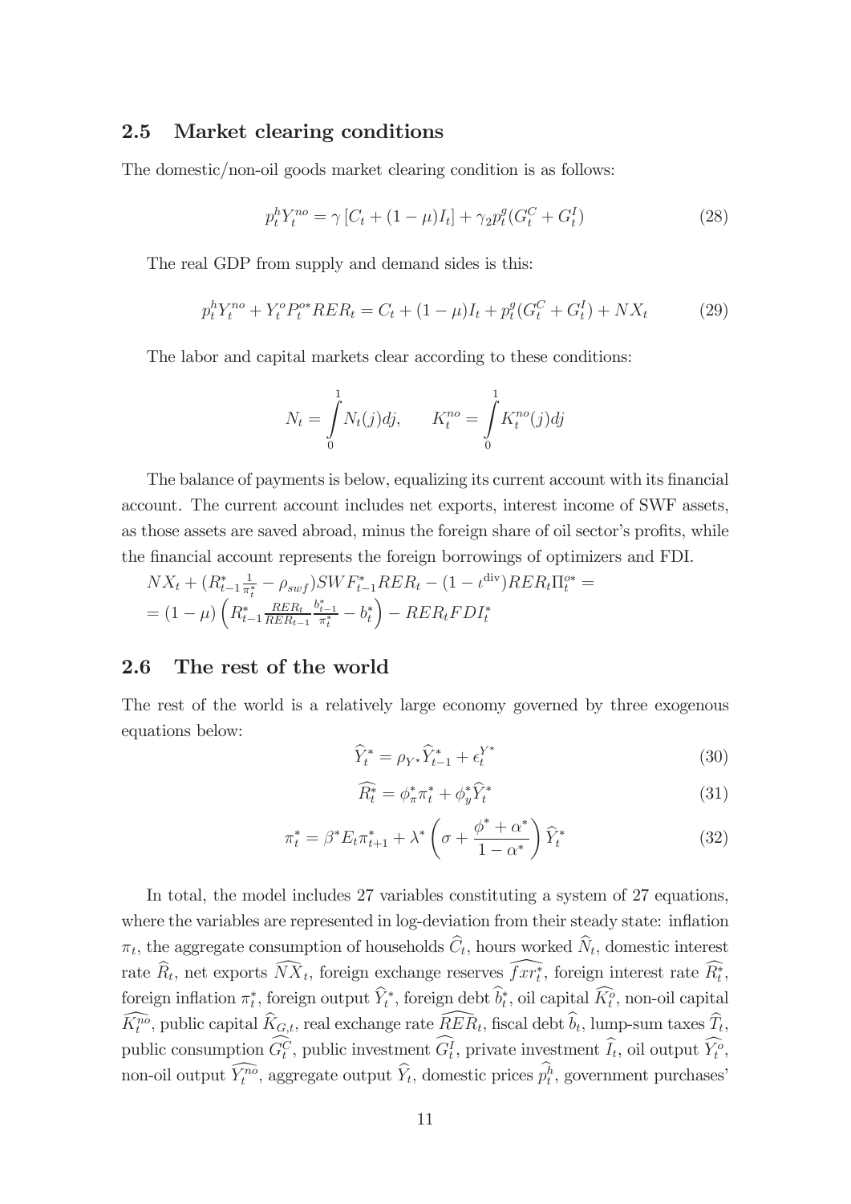## 2.5 Market clearing conditions

The domestic/non-oil goods market clearing condition is as follows:

$$p_t^h Y_t^{no} = \gamma \left[ C_t + (1-\mu) I_t \right] + \gamma_2 p_t^g (G_t^C + G_t^I) \tag{28}$$

The real GDP from supply and demand sides is this:

$$p_t^h Y_t^{no} + Y_t^o P_t^{o*} RER_t = C_t + (1-\mu) I_t + p_t^g (G_t^C + G_t^I) + NX_t \tag{29}$$

The labor and capital markets clear according to these conditions:

$$N_t = \int_0^1 N_t(j) dj, \qquad K_t^{no} = \int_0^1 K_t^{no}(j) dj$$

The balance of payments is below, equalizing its current account with its financial account. The current account includes net exports, interest income of SWF assets, as those assets are saved abroad, minus the foreign share of oil sector's profits, while the financial account represents the foreign borrowings of optimizers and FDI.

$$NX_t + (R_{t-1}^* \tfrac{1}{\pi_t^*} - \rho_{swf}) SWF_{t-1}^* RER_t - (1 - \iota^{\text{div}}) RER_t \Pi_t^{o*} =$$
$$= (1-\mu) \left( R_{t-1}^* \tfrac{RER_t}{RER_{t-1}} \tfrac{b_{t-1}^*}{\pi_t^*} - b_t^* \right) - RER_t FDI_t^*$$

## 2.6 The rest of the world

The rest of the world is a relatively large economy governed by three exogenous equations below:

$$\widehat{Y}_t^* = \rho_{Y^*} \widehat{Y}_{t-1}^* + \epsilon_t^{Y^*} \tag{30}$$

$$\widehat{R_t^*} = \phi_\pi^* \pi_t^* + \phi_y^* \widehat{Y}_t^* \tag{31}$$

$$\pi_t^* = \beta^* E_t \pi_{t+1}^* + \lambda^* \left( \sigma + \frac{\phi^* + \alpha^*}{1 - \alpha^*} \right) \widehat{Y}_t^* \tag{32}$$

In total, the model includes 27 variables constituting a system of 27 equations, where the variables are represented in log-deviation from their steady state: inflation $\pi_t$, the aggregate consumption of households $\widehat{C}_t$, hours worked $\widehat{N}_t$, domestic interest rate $\widehat{R}_t$, net exports $\widehat{NX}_t$, foreign exchange reserves $\widehat{fxr_t^*}$, foreign interest rate $\widehat{R_t^*}$, foreign inflation $\pi_t^*$, foreign output $\widehat{Y}_t^*$, foreign debt $\widehat{b}_t^*$, oil capital $\widehat{K_t^o}$, non-oil capital $\widehat{K_t^{no}}$, public capital $\widehat{K}_{G,t}$, real exchange rate $\widehat{RER}_t$, fiscal debt $\widehat{b}_t$, lump-sum taxes $\widehat{T}_t$, public consumption $\widehat{G_t^C}$, public investment $\widehat{G_t^I}$, private investment $\widehat{I}_t$, oil output $\widehat{Y_t^o}$, non-oil output $\widehat{Y_t^{no}}$, aggregate output $\widehat{Y}_t$, domestic prices $\widehat{p_t^h}$, government purchases'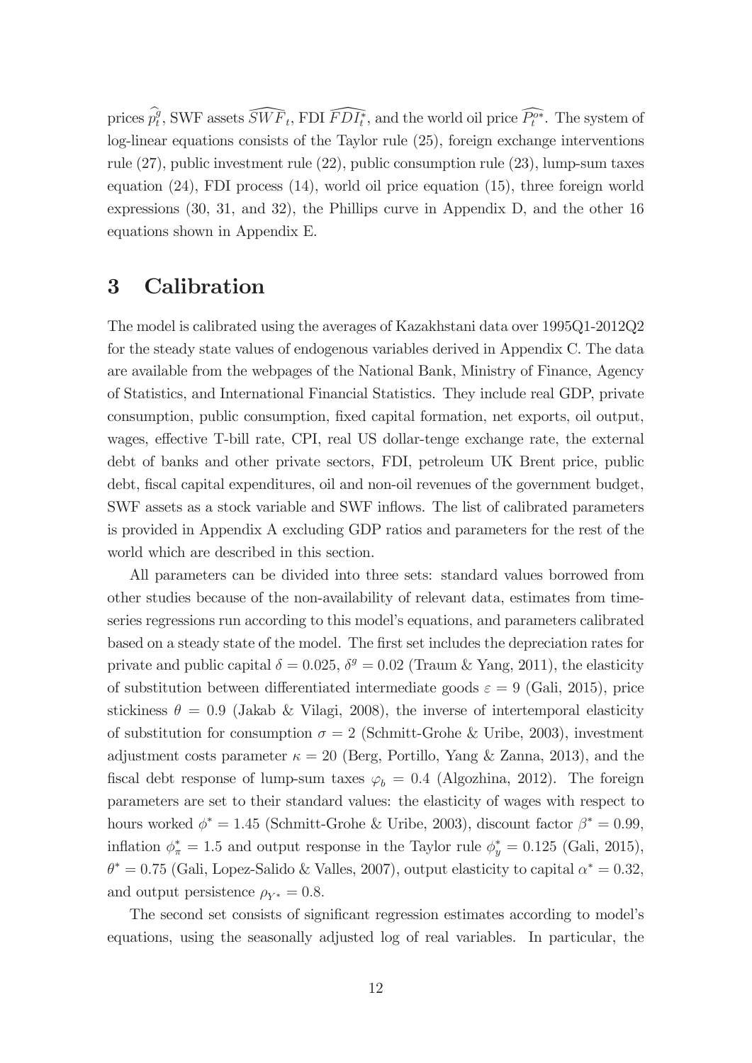prices $\widehat{p}_t^g$, SWF assets $\widehat{SWF}_t$, FDI $\widehat{FDI}_t^*$, and the world oil price $\widehat{P_t^{o*}}$. The system of log-linear equations consists of the Taylor rule (25), foreign exchange interventions rule (27), public investment rule (22), public consumption rule (23), lump-sum taxes equation (24), FDI process (14), world oil price equation (15), three foreign world expressions (30, 31, and 32), the Phillips curve in Appendix D, and the other 16 equations shown in Appendix E.

# 3 Calibration

The model is calibrated using the averages of Kazakhstani data over 1995Q1-2012Q2 for the steady state values of endogenous variables derived in Appendix C. The data are available from the webpages of the National Bank, Ministry of Finance, Agency of Statistics, and International Financial Statistics. They include real GDP, private consumption, public consumption, fixed capital formation, net exports, oil output, wages, effective T-bill rate, CPI, real US dollar-tenge exchange rate, the external debt of banks and other private sectors, FDI, petroleum UK Brent price, public debt, fiscal capital expenditures, oil and non-oil revenues of the government budget, SWF assets as a stock variable and SWF inflows. The list of calibrated parameters is provided in Appendix A excluding GDP ratios and parameters for the rest of the world which are described in this section.

All parameters can be divided into three sets: standard values borrowed from other studies because of the non-availability of relevant data, estimates from time-series regressions run according to this model's equations, and parameters calibrated based on a steady state of the model. The first set includes the depreciation rates for private and public capital $\delta = 0.025$, $\delta^g = 0.02$ (Traum & Yang, 2011), the elasticity of substitution between differentiated intermediate goods $\varepsilon = 9$ (Gali, 2015), price stickiness $\theta = 0.9$ (Jakab & Vilagi, 2008), the inverse of intertemporal elasticity of substitution for consumption $\sigma = 2$ (Schmitt-Grohe & Uribe, 2003), investment adjustment costs parameter $\kappa = 20$ (Berg, Portillo, Yang & Zanna, 2013), and the fiscal debt response of lump-sum taxes $\varphi_b = 0.4$ (Algozhina, 2012). The foreign parameters are set to their standard values: the elasticity of wages with respect to hours worked $\phi^* = 1.45$ (Schmitt-Grohe & Uribe, 2003), discount factor $\beta^* = 0.99$, inflation $\phi_\pi^* = 1.5$ and output response in the Taylor rule $\phi_y^* = 0.125$ (Gali, 2015), $\theta^* = 0.75$ (Gali, Lopez-Salido & Valles, 2007), output elasticity to capital $\alpha^* = 0.32$, and output persistence $\rho_{Y^*} = 0.8$.

The second set consists of significant regression estimates according to model's equations, using the seasonally adjusted log of real variables. In particular, the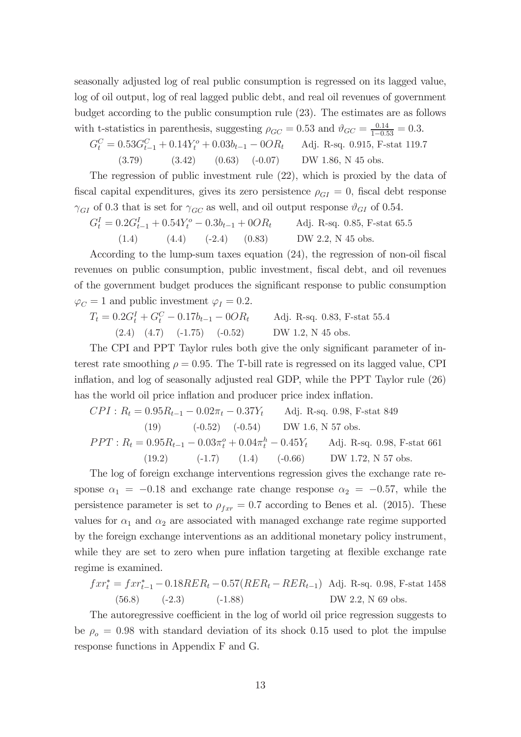seasonally adjusted log of real public consumption is regressed on its lagged value, log of oil output, log of real lagged public debt, and real oil revenues of government budget according to the public consumption rule (23). The estimates are as follows with t-statistics in parenthesis, suggesting $\rho_{GC} = 0.53$ and $\vartheta_{GC} = \frac{0.14}{1-0.53} = 0.3$.

$$G_t^C = \underset{(3.79)}{0.53}G_{t-1}^C + \underset{(3.42)}{0.14}Y_t^o + \underset{(0.63)}{0.03}b_{t-1} - \underset{(-0.07)}{0}OR_t \qquad \text{Adj. R-sq. 0.915, F-stat 119.7, DW 1.86, N 45 obs.}$$

The regression of public investment rule (22), which is proxied by the data of fiscal capital expenditures, gives its zero persistence $\rho_{GI} = 0$, fiscal debt response $\gamma_{GI}$ of 0.3 that is set for $\gamma_{GC}$ as well, and oil output response $\vartheta_{GI}$ of 0.54.

$$G_t^I = \underset{(1.4)}{0.2}G_{t-1}^I + \underset{(4.4)}{0.54}Y_t^o - \underset{(-2.4)}{0.3}b_{t-1} + \underset{(0.83)}{0}OR_t \qquad \text{Adj. R-sq. 0.85, F-stat 65.5, DW 2.2, N 45 obs.}$$

According to the lump-sum taxes equation (24), the regression of non-oil fiscal revenues on public consumption, public investment, fiscal debt, and oil revenues of the government budget produces the significant response to public consumption $\varphi_C = 1$ and public investment $\varphi_I = 0.2$.

$$T_t = \underset{(2.4)}{0.2}G_t^I + \underset{(4.7)}{G_t^C} - \underset{(-1.75)}{0.17}b_{t-1} - \underset{(-0.52)}{0}OR_t \qquad \text{Adj. R-sq. 0.83, F-stat 55.4, DW 1.2, N 45 obs.}$$

The CPI and PPT Taylor rules both give the only significant parameter of interest rate smoothing $\rho = 0.95$. The T-bill rate is regressed on its lagged value, CPI inflation, and log of seasonally adjusted real GDP, while the PPT Taylor rule (26) has the world oil price inflation and producer price index inflation.

$$CPI: R_t = \underset{(19)}{0.95}R_{t-1} - \underset{(-0.52)}{0.02}\pi_t - \underset{(-0.54)}{0.37}Y_t \qquad \text{Adj. R-sq. 0.98, F-stat 849, DW 1.6, N 57 obs.}$$

$$PPT: R_t = \underset{(19.2)}{0.95}R_{t-1} - \underset{(-1.7)}{0.03}\pi_t^o + \underset{(1.4)}{0.04}\pi_t^h - \underset{(-0.66)}{0.45}Y_t \qquad \text{Adj. R-sq. 0.98, F-stat 661, DW 1.72, N 57 obs.}$$

The log of foreign exchange interventions regression gives the exchange rate response $\alpha_1 = -0.18$ and exchange rate change response $\alpha_2 = -0.57$, while the persistence parameter is set to $\rho_{fxr} = 0.7$ according to Benes et al. (2015). These values for $\alpha_1$ and $\alpha_2$ are associated with managed exchange rate regime supported by the foreign exchange interventions as an additional monetary policy instrument, while they are set to zero when pure inflation targeting at flexible exchange rate regime is examined.

$$fxr_t^* = \underset{(56.8)}{fxr_{t-1}^*} - \underset{(-2.3)}{0.18}RER_t - \underset{(-1.88)}{0.57}(RER_t - RER_{t-1}) \qquad \text{Adj. R-sq. 0.98, F-stat 1458, DW 2.2, N 69 obs.}$$

The autoregressive coefficient in the log of world oil price regression suggests to be $\rho_o = 0.98$ with standard deviation of its shock 0.15 used to plot the impulse response functions in Appendix F and G.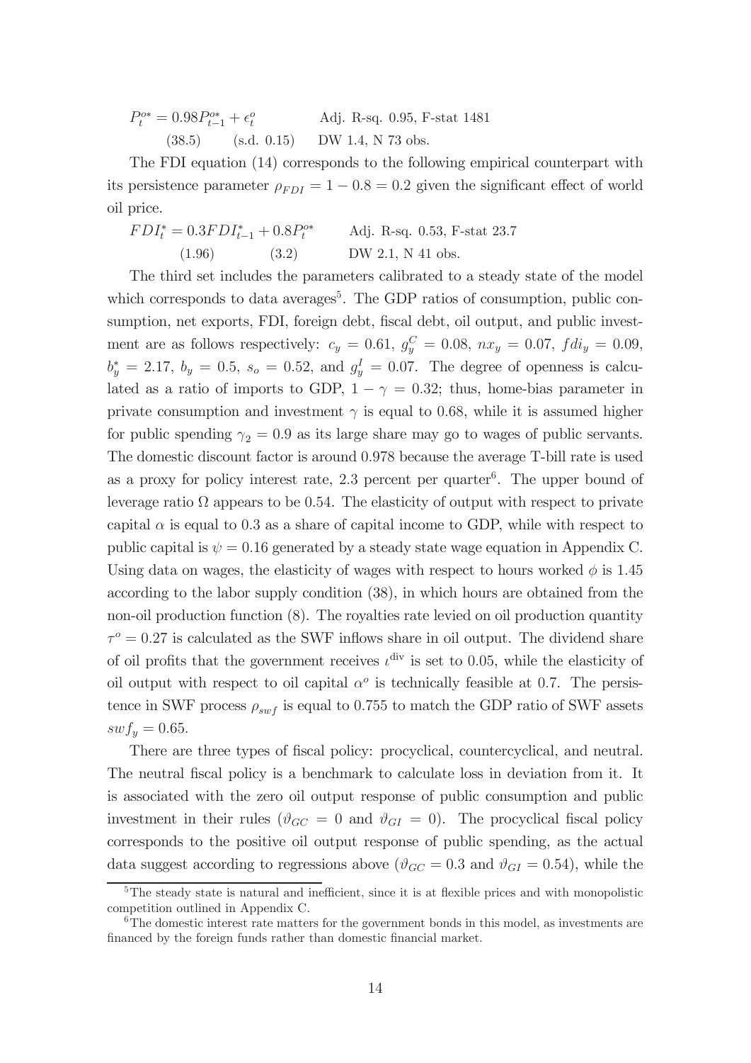$P_t^{o*} = 0.98 P_{t-1}^{o*} + \epsilon_t^o$ Adj. R-sq. 0.95, F-stat 1481

(38.5) (s.d. 0.15) DW 1.4, N 73 obs.

The FDI equation (14) corresponds to the following empirical counterpart with its persistence parameter $\rho_{FDI} = 1 - 0.8 = 0.2$ given the significant effect of world oil price.

$FDI_t^* = 0.3 FDI_{t-1}^* + 0.8 P_t^{o*}$ Adj. R-sq. 0.53, F-stat 23.7

(1.96) (3.2) DW 2.1, N 41 obs.

The third set includes the parameters calibrated to a steady state of the model which corresponds to data averages[5]. The GDP ratios of consumption, public consumption, net exports, FDI, foreign debt, fiscal debt, oil output, and public investment are as follows respectively: $c_y = 0.61$, $g_y^C = 0.08$, $nx_y = 0.07$, $fdi_y = 0.09$, $b_y^* = 2.17$, $b_y = 0.5$, $s_o = 0.52$, and $g_y^I = 0.07$. The degree of openness is calculated as a ratio of imports to GDP, $1 - \gamma = 0.32$; thus, home-bias parameter in private consumption and investment $\gamma$ is equal to 0.68, while it is assumed higher for public spending $\gamma_2 = 0.9$ as its large share may go to wages of public servants. The domestic discount factor is around 0.978 because the average T-bill rate is used as a proxy for policy interest rate, 2.3 percent per quarter[6]. The upper bound of leverage ratio $\Omega$ appears to be 0.54. The elasticity of output with respect to private capital $\alpha$ is equal to 0.3 as a share of capital income to GDP, while with respect to public capital is $\psi = 0.16$ generated by a steady state wage equation in Appendix C. Using data on wages, the elasticity of wages with respect to hours worked $\phi$ is 1.45 according to the labor supply condition (38), in which hours are obtained from the non-oil production function (8). The royalties rate levied on oil production quantity $\tau^o = 0.27$ is calculated as the SWF inflows share in oil output. The dividend share of oil profits that the government receives $\iota^{\text{div}}$ is set to 0.05, while the elasticity of oil output with respect to oil capital $\alpha^o$ is technically feasible at 0.7. The persistence in SWF process $\rho_{swf}$ is equal to 0.755 to match the GDP ratio of SWF assets $swf_y = 0.65$.

There are three types of fiscal policy: procyclical, countercyclical, and neutral. The neutral fiscal policy is a benchmark to calculate loss in deviation from it. It is associated with the zero oil output response of public consumption and public investment in their rules ($\vartheta_{GC} = 0$ and $\vartheta_{GI} = 0$). The procyclical fiscal policy corresponds to the positive oil output response of public spending, as the actual data suggest according to regressions above ($\vartheta_{GC} = 0.3$ and $\vartheta_{GI} = 0.54$), while the

[5] The steady state is natural and inefficient, since it is at flexible prices and with monopolistic competition outlined in Appendix C.

[6] The domestic interest rate matters for the government bonds in this model, as investments are financed by the foreign funds rather than domestic financial market.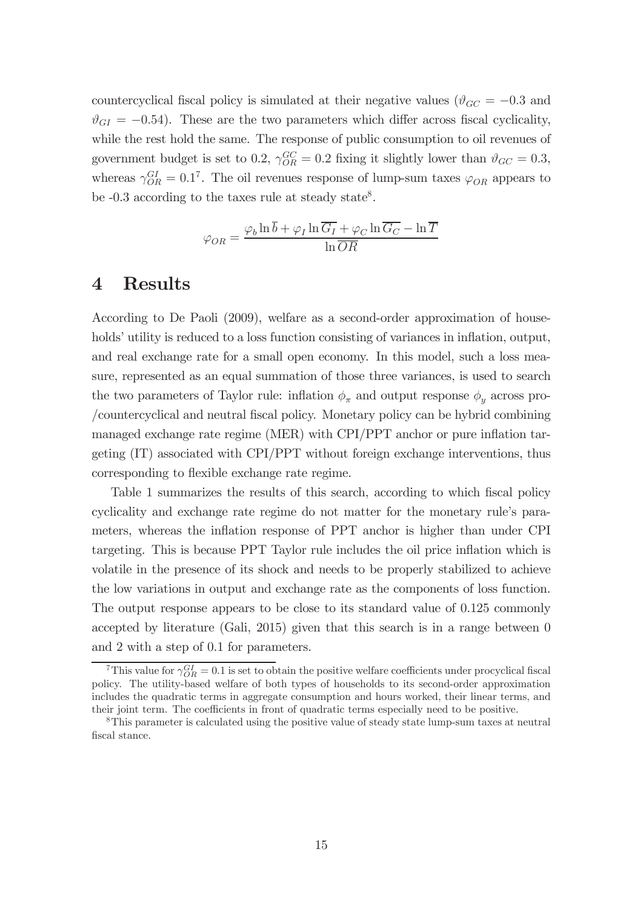countercyclical fiscal policy is simulated at their negative values ($\vartheta_{GC} = -0.3$ and $\vartheta_{GI} = -0.54$). These are the two parameters which differ across fiscal cyclicality, while the rest hold the same. The response of public consumption to oil revenues of government budget is set to 0.2, $\gamma_{OR}^{GC} = 0.2$ fixing it slightly lower than $\vartheta_{GC} = 0.3$, whereas $\gamma_{OR}^{GI} = 0.1$[7]. The oil revenues response of lump-sum taxes $\varphi_{OR}$ appears to be -0.3 according to the taxes rule at steady state[8].

$$\varphi_{OR} = \frac{\varphi_b \ln \overline{b} + \varphi_I \ln \overline{G_I} + \varphi_C \ln \overline{G_C} - \ln \overline{T}}{\ln \overline{OR}}$$

# 4 Results

According to De Paoli (2009), welfare as a second-order approximation of households' utility is reduced to a loss function consisting of variances in inflation, output, and real exchange rate for a small open economy. In this model, such a loss measure, represented as an equal summation of those three variances, is used to search the two parameters of Taylor rule: inflation $\phi_\pi$ and output response $\phi_y$ across pro-/countercyclical and neutral fiscal policy. Monetary policy can be hybrid combining managed exchange rate regime (MER) with CPI/PPT anchor or pure inflation targeting (IT) associated with CPI/PPT without foreign exchange interventions, thus corresponding to flexible exchange rate regime.

Table 1 summarizes the results of this search, according to which fiscal policy cyclicality and exchange rate regime do not matter for the monetary rule's parameters, whereas the inflation response of PPT anchor is higher than under CPI targeting. This is because PPT Taylor rule includes the oil price inflation which is volatile in the presence of its shock and needs to be properly stabilized to achieve the low variations in output and exchange rate as the components of loss function. The output response appears to be close to its standard value of 0.125 commonly accepted by literature (Gali, 2015) given that this search is in a range between 0 and 2 with a step of 0.1 for parameters.

[7] This value for $\gamma_{OR}^{GI} = 0.1$ is set to obtain the positive welfare coefficients under procyclical fiscal policy. The utility-based welfare of both types of households to its second-order approximation includes the quadratic terms in aggregate consumption and hours worked, their linear terms, and their joint term. The coefficients in front of quadratic terms especially need to be positive.

[8] This parameter is calculated using the positive value of steady state lump-sum taxes at neutral fiscal stance.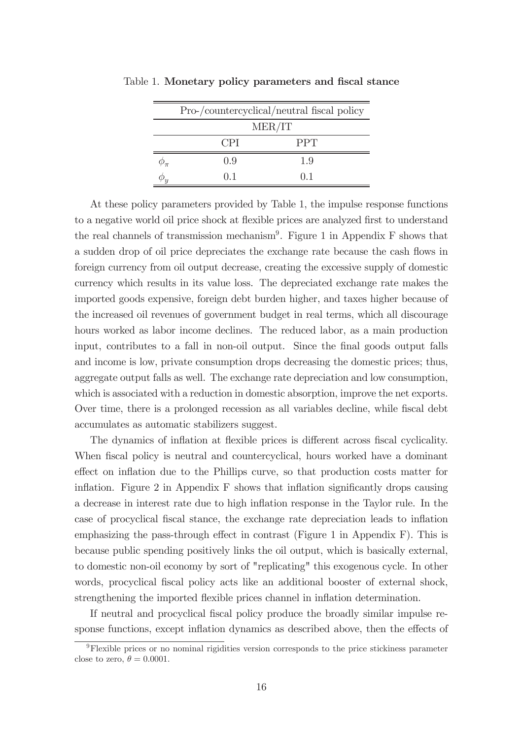Table 1. **Monetary policy parameters and fiscal stance**

| | Pro-/countercyclical/neutral fiscal policy | |
|---|---|---|
| | MER/IT | |
| | CPI | PPT |
| $\phi_\pi$ | 0.9 | 1.9 |
| $\phi_y$ | 0.1 | 0.1 |

At these policy parameters provided by Table 1, the impulse response functions to a negative world oil price shock at flexible prices are analyzed first to understand the real channels of transmission mechanism[9]. Figure 1 in Appendix F shows that a sudden drop of oil price depreciates the exchange rate because the cash flows in foreign currency from oil output decrease, creating the excessive supply of domestic currency which results in its value loss. The depreciated exchange rate makes the imported goods expensive, foreign debt burden higher, and taxes higher because of the increased oil revenues of government budget in real terms, which all discourage hours worked as labor income declines. The reduced labor, as a main production input, contributes to a fall in non-oil output. Since the final goods output falls and income is low, private consumption drops decreasing the domestic prices; thus, aggregate output falls as well. The exchange rate depreciation and low consumption, which is associated with a reduction in domestic absorption, improve the net exports. Over time, there is a prolonged recession as all variables decline, while fiscal debt accumulates as automatic stabilizers suggest.

The dynamics of inflation at flexible prices is different across fiscal cyclicality. When fiscal policy is neutral and countercyclical, hours worked have a dominant effect on inflation due to the Phillips curve, so that production costs matter for inflation. Figure 2 in Appendix F shows that inflation significantly drops causing a decrease in interest rate due to high inflation response in the Taylor rule. In the case of procyclical fiscal stance, the exchange rate depreciation leads to inflation emphasizing the pass-through effect in contrast (Figure 1 in Appendix F). This is because public spending positively links the oil output, which is basically external, to domestic non-oil economy by sort of "replicating" this exogenous cycle. In other words, procyclical fiscal policy acts like an additional booster of external shock, strengthening the imported flexible prices channel in inflation determination.

If neutral and procyclical fiscal policy produce the broadly similar impulse response functions, except inflation dynamics as described above, then the effects of

[9] Flexible prices or no nominal rigidities version corresponds to the price stickiness parameter close to zero, $\theta = 0.0001$.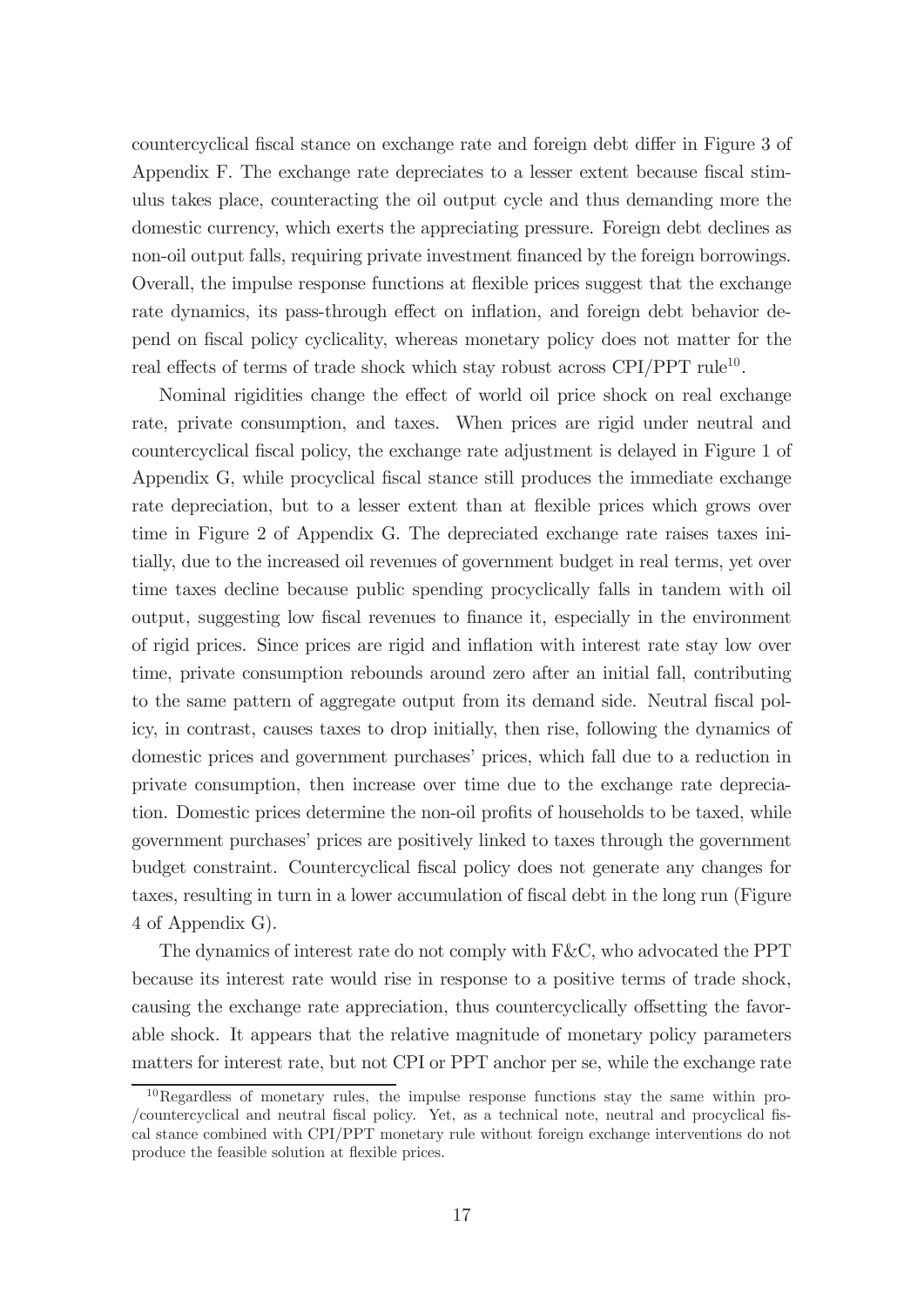countercyclical fiscal stance on exchange rate and foreign debt differ in Figure 3 of Appendix F. The exchange rate depreciates to a lesser extent because fiscal stimulus takes place, counteracting the oil output cycle and thus demanding more the domestic currency, which exerts the appreciating pressure. Foreign debt declines as non-oil output falls, requiring private investment financed by the foreign borrowings. Overall, the impulse response functions at flexible prices suggest that the exchange rate dynamics, its pass-through effect on inflation, and foreign debt behavior depend on fiscal policy cyclicality, whereas monetary policy does not matter for the real effects of terms of trade shock which stay robust across CPI/PPT rule[10].

Nominal rigidities change the effect of world oil price shock on real exchange rate, private consumption, and taxes. When prices are rigid under neutral and countercyclical fiscal policy, the exchange rate adjustment is delayed in Figure 1 of Appendix G, while procyclical fiscal stance still produces the immediate exchange rate depreciation, but to a lesser extent than at flexible prices which grows over time in Figure 2 of Appendix G. The depreciated exchange rate raises taxes initially, due to the increased oil revenues of government budget in real terms, yet over time taxes decline because public spending procyclically falls in tandem with oil output, suggesting low fiscal revenues to finance it, especially in the environment of rigid prices. Since prices are rigid and inflation with interest rate stay low over time, private consumption rebounds around zero after an initial fall, contributing to the same pattern of aggregate output from its demand side. Neutral fiscal policy, in contrast, causes taxes to drop initially, then rise, following the dynamics of domestic prices and government purchases' prices, which fall due to a reduction in private consumption, then increase over time due to the exchange rate depreciation. Domestic prices determine the non-oil profits of households to be taxed, while government purchases' prices are positively linked to taxes through the government budget constraint. Countercyclical fiscal policy does not generate any changes for taxes, resulting in turn in a lower accumulation of fiscal debt in the long run (Figure 4 of Appendix G).

The dynamics of interest rate do not comply with F&C, who advocated the PPT because its interest rate would rise in response to a positive terms of trade shock, causing the exchange rate appreciation, thus countercyclically offsetting the favorable shock. It appears that the relative magnitude of monetary policy parameters matters for interest rate, but not CPI or PPT anchor per se, while the exchange rate

[10] Regardless of monetary rules, the impulse response functions stay the same within pro-/countercyclical and neutral fiscal policy. Yet, as a technical note, neutral and procyclical fiscal stance combined with CPI/PPT monetary rule without foreign exchange interventions do not produce the feasible solution at flexible prices.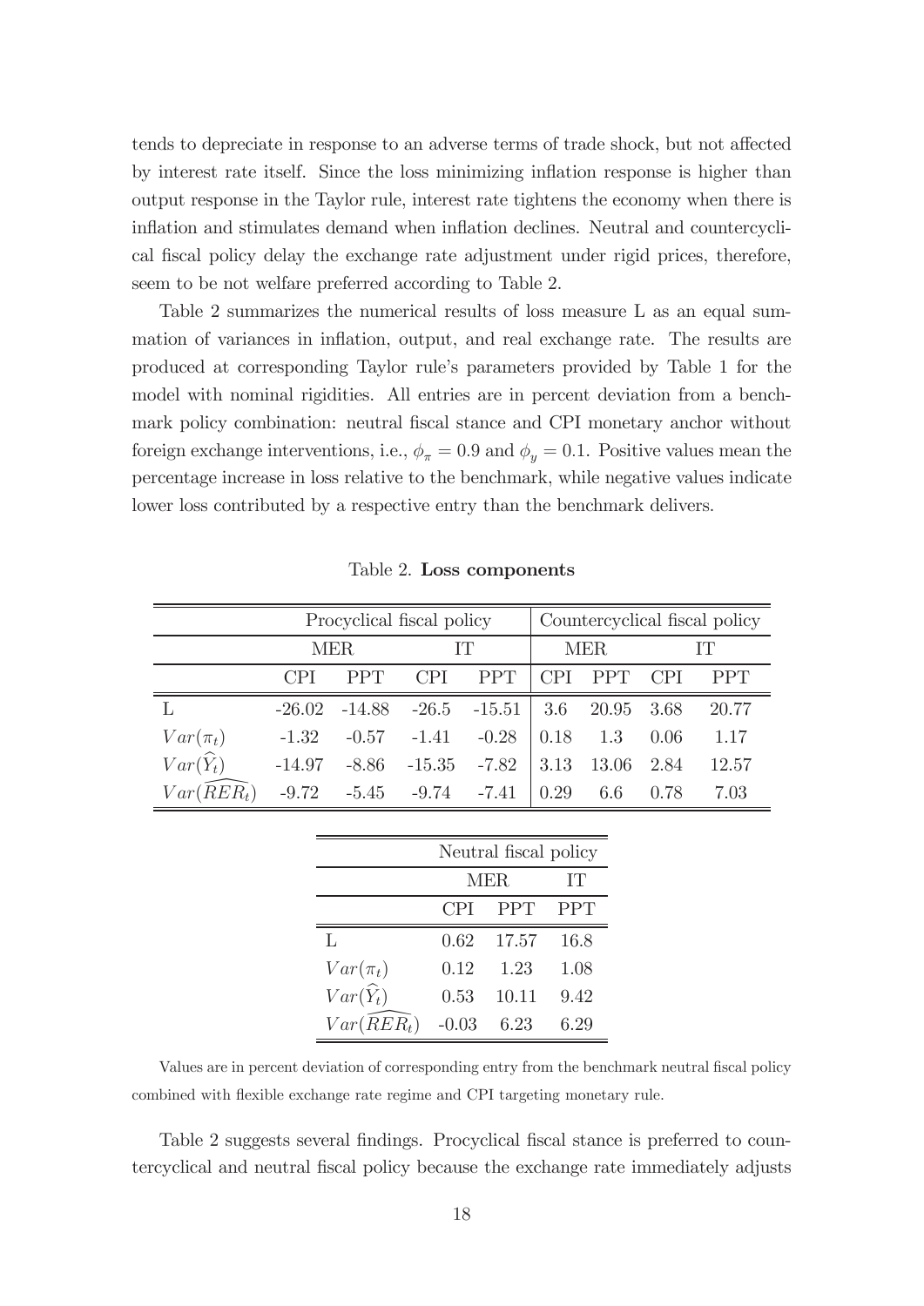tends to depreciate in response to an adverse terms of trade shock, but not affected by interest rate itself. Since the loss minimizing inflation response is higher than output response in the Taylor rule, interest rate tightens the economy when there is inflation and stimulates demand when inflation declines. Neutral and countercyclical fiscal policy delay the exchange rate adjustment under rigid prices, therefore, seem to be not welfare preferred according to Table 2.

Table 2 summarizes the numerical results of loss measure L as an equal summation of variances in inflation, output, and real exchange rate. The results are produced at corresponding Taylor rule's parameters provided by Table 1 for the model with nominal rigidities. All entries are in percent deviation from a benchmark policy combination: neutral fiscal stance and CPI monetary anchor without foreign exchange interventions, i.e., $\phi_\pi = 0.9$ and $\phi_y = 0.1$. Positive values mean the percentage increase in loss relative to the benchmark, while negative values indicate lower loss contributed by a respective entry than the benchmark delivers.

Table 2. **Loss components**

| | Procyclical fiscal policy | | | | Countercyclical fiscal policy | | | |
|---|---|---|---|---|---|---|---|---|
| | MER | | IT | | MER | | IT | |
| | CPI | PPT | CPI | PPT | CPI | PPT | CPI | PPT |
| L | -26.02 | -14.88 | -26.5 | -15.51 | 3.6 | 20.95 | 3.68 | 20.77 |
| $Var(\pi_t)$ | -1.32 | -0.57 | -1.41 | -0.28 | 0.18 | 1.3 | 0.06 | 1.17 |
| $Var(\widehat{Y}_t)$ | -14.97 | -8.86 | -15.35 | -7.82 | 3.13 | 13.06 | 2.84 | 12.57 |
| $Var(\widehat{RER}_t)$ | -9.72 | -5.45 | -9.74 | -7.41 | 0.29 | 6.6 | 0.78 | 7.03 |

| | Neutral fiscal policy | | |
|---|---|---|---|
| | MER | | IT |
| | CPI | PPT | PPT |
| L | 0.62 | 17.57 | 16.8 |
| $Var(\pi_t)$ | 0.12 | 1.23 | 1.08 |
| $Var(\widehat{Y}_t)$ | 0.53 | 10.11 | 9.42 |
| $Var(\widehat{RER}_t)$ | -0.03 | 6.23 | 6.29 |

Values are in percent deviation of corresponding entry from the benchmark neutral fiscal policy combined with flexible exchange rate regime and CPI targeting monetary rule.

Table 2 suggests several findings. Procyclical fiscal stance is preferred to countercyclical and neutral fiscal policy because the exchange rate immediately adjusts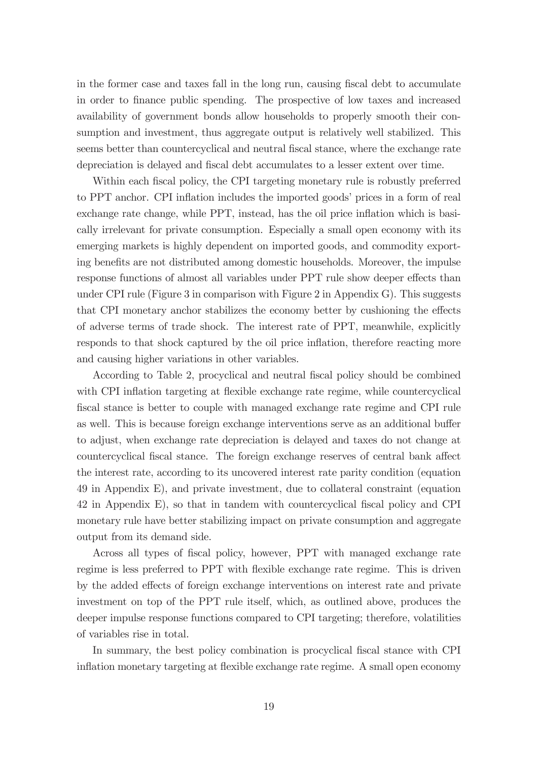in the former case and taxes fall in the long run, causing fiscal debt to accumulate in order to finance public spending. The prospective of low taxes and increased availability of government bonds allow households to properly smooth their consumption and investment, thus aggregate output is relatively well stabilized. This seems better than countercyclical and neutral fiscal stance, where the exchange rate depreciation is delayed and fiscal debt accumulates to a lesser extent over time.

Within each fiscal policy, the CPI targeting monetary rule is robustly preferred to PPT anchor. CPI inflation includes the imported goods' prices in a form of real exchange rate change, while PPT, instead, has the oil price inflation which is basically irrelevant for private consumption. Especially a small open economy with its emerging markets is highly dependent on imported goods, and commodity exporting benefits are not distributed among domestic households. Moreover, the impulse response functions of almost all variables under PPT rule show deeper effects than under CPI rule (Figure 3 in comparison with Figure 2 in Appendix G). This suggests that CPI monetary anchor stabilizes the economy better by cushioning the effects of adverse terms of trade shock. The interest rate of PPT, meanwhile, explicitly responds to that shock captured by the oil price inflation, therefore reacting more and causing higher variations in other variables.

According to Table 2, procyclical and neutral fiscal policy should be combined with CPI inflation targeting at flexible exchange rate regime, while countercyclical fiscal stance is better to couple with managed exchange rate regime and CPI rule as well. This is because foreign exchange interventions serve as an additional buffer to adjust, when exchange rate depreciation is delayed and taxes do not change at countercyclical fiscal stance. The foreign exchange reserves of central bank affect the interest rate, according to its uncovered interest rate parity condition (equation 49 in Appendix E), and private investment, due to collateral constraint (equation 42 in Appendix E), so that in tandem with countercyclical fiscal policy and CPI monetary rule have better stabilizing impact on private consumption and aggregate output from its demand side.

Across all types of fiscal policy, however, PPT with managed exchange rate regime is less preferred to PPT with flexible exchange rate regime. This is driven by the added effects of foreign exchange interventions on interest rate and private investment on top of the PPT rule itself, which, as outlined above, produces the deeper impulse response functions compared to CPI targeting; therefore, volatilities of variables rise in total.

In summary, the best policy combination is procyclical fiscal stance with CPI inflation monetary targeting at flexible exchange rate regime. A small open economy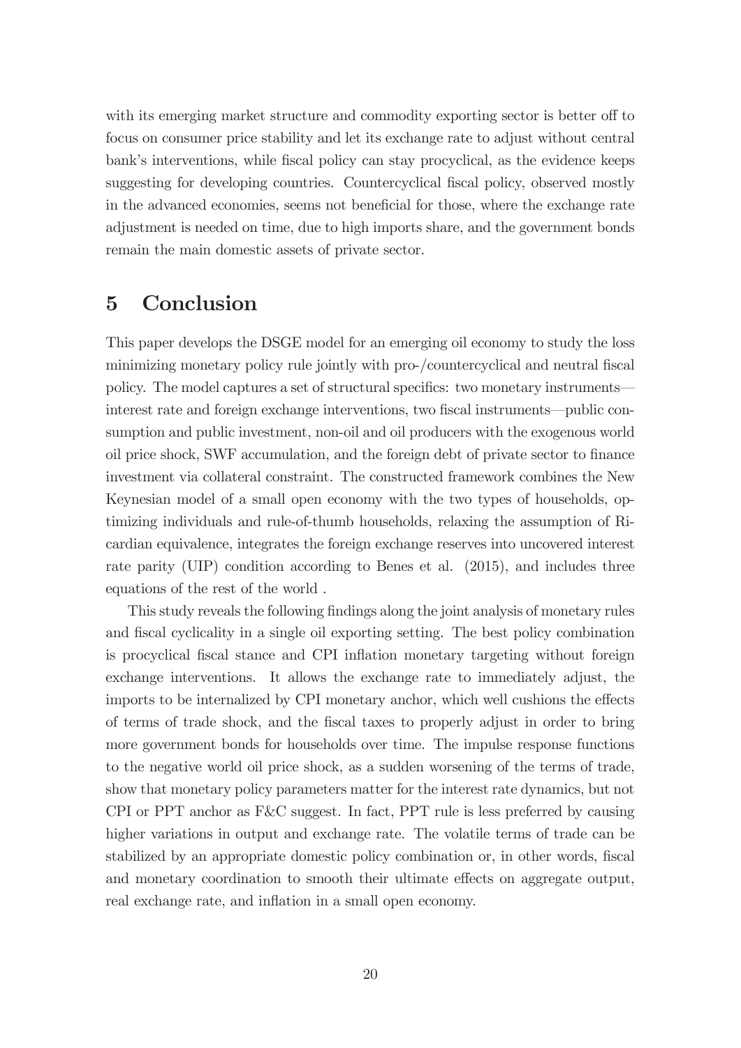with its emerging market structure and commodity exporting sector is better off to focus on consumer price stability and let its exchange rate to adjust without central bank's interventions, while fiscal policy can stay procyclical, as the evidence keeps suggesting for developing countries. Countercyclical fiscal policy, observed mostly in the advanced economies, seems not beneficial for those, where the exchange rate adjustment is needed on time, due to high imports share, and the government bonds remain the main domestic assets of private sector.

# 5 Conclusion

This paper develops the DSGE model for an emerging oil economy to study the loss minimizing monetary policy rule jointly with pro-/countercyclical and neutral fiscal policy. The model captures a set of structural specifics: two monetary instruments—interest rate and foreign exchange interventions, two fiscal instruments—public consumption and public investment, non-oil and oil producers with the exogenous world oil price shock, SWF accumulation, and the foreign debt of private sector to finance investment via collateral constraint. The constructed framework combines the New Keynesian model of a small open economy with the two types of households, optimizing individuals and rule-of-thumb households, relaxing the assumption of Ricardian equivalence, integrates the foreign exchange reserves into uncovered interest rate parity (UIP) condition according to Benes et al. (2015), and includes three equations of the rest of the world .

This study reveals the following findings along the joint analysis of monetary rules and fiscal cyclicality in a single oil exporting setting. The best policy combination is procyclical fiscal stance and CPI inflation monetary targeting without foreign exchange interventions. It allows the exchange rate to immediately adjust, the imports to be internalized by CPI monetary anchor, which well cushions the effects of terms of trade shock, and the fiscal taxes to properly adjust in order to bring more government bonds for households over time. The impulse response functions to the negative world oil price shock, as a sudden worsening of the terms of trade, show that monetary policy parameters matter for the interest rate dynamics, but not CPI or PPT anchor as F&C suggest. In fact, PPT rule is less preferred by causing higher variations in output and exchange rate. The volatile terms of trade can be stabilized by an appropriate domestic policy combination or, in other words, fiscal and monetary coordination to smooth their ultimate effects on aggregate output, real exchange rate, and inflation in a small open economy.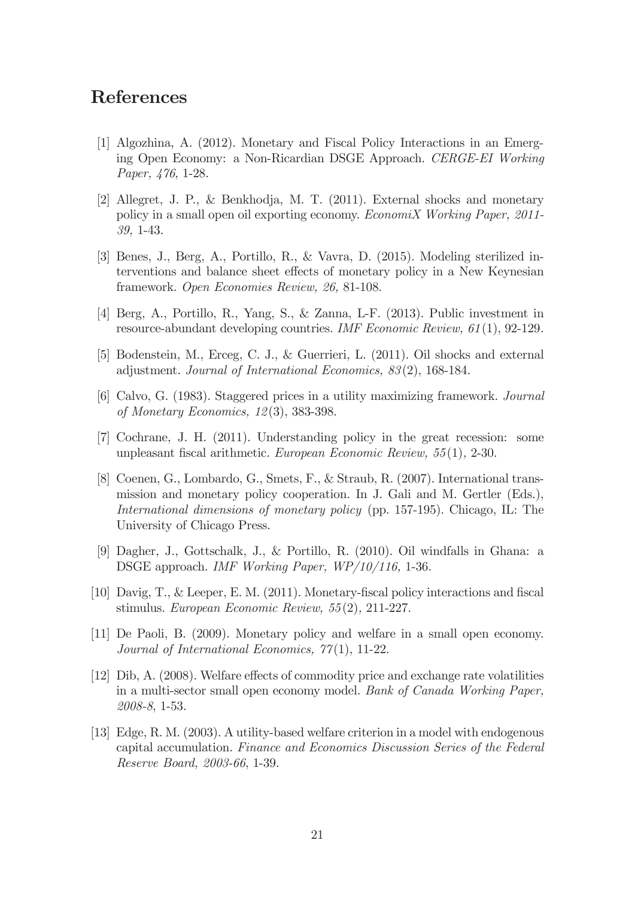# References

[1] Algozhina, A. (2012). Monetary and Fiscal Policy Interactions in an Emerging Open Economy: a Non-Ricardian DSGE Approach. *CERGE-EI Working Paper, 476*, 1-28.

[2] Allegret, J. P., & Benkhodja, M. T. (2011). External shocks and monetary policy in a small open oil exporting economy. *EconomiX Working Paper, 2011-39,* 1-43.

[3] Benes, J., Berg, A., Portillo, R., & Vavra, D. (2015). Modeling sterilized interventions and balance sheet effects of monetary policy in a New Keynesian framework. *Open Economies Review, 26,* 81-108.

[4] Berg, A., Portillo, R., Yang, S., & Zanna, L-F. (2013). Public investment in resource-abundant developing countries. *IMF Economic Review, 61*(1), 92-129.

[5] Bodenstein, M., Erceg, C. J., & Guerrieri, L. (2011). Oil shocks and external adjustment. *Journal of International Economics, 83*(2), 168-184.

[6] Calvo, G. (1983). Staggered prices in a utility maximizing framework. *Journal of Monetary Economics, 12*(3), 383-398.

[7] Cochrane, J. H. (2011). Understanding policy in the great recession: some unpleasant fiscal arithmetic. *European Economic Review, 55*(1), 2-30.

[8] Coenen, G., Lombardo, G., Smets, F., & Straub, R. (2007). International transmission and monetary policy cooperation. In J. Gali and M. Gertler (Eds.), *International dimensions of monetary policy* (pp. 157-195). Chicago, IL: The University of Chicago Press.

[9] Dagher, J., Gottschalk, J., & Portillo, R. (2010). Oil windfalls in Ghana: a DSGE approach. *IMF Working Paper, WP/10/116,* 1-36.

[10] Davig, T., & Leeper, E. M. (2011). Monetary-fiscal policy interactions and fiscal stimulus. *European Economic Review, 55*(2), 211-227.

[11] De Paoli, B. (2009). Monetary policy and welfare in a small open economy. *Journal of International Economics, 77*(1), 11-22.

[12] Dib, A. (2008). Welfare effects of commodity price and exchange rate volatilities in a multi-sector small open economy model. *Bank of Canada Working Paper, 2008-8*, 1-53.

[13] Edge, R. M. (2003). A utility-based welfare criterion in a model with endogenous capital accumulation. *Finance and Economics Discussion Series of the Federal Reserve Board, 2003-66*, 1-39.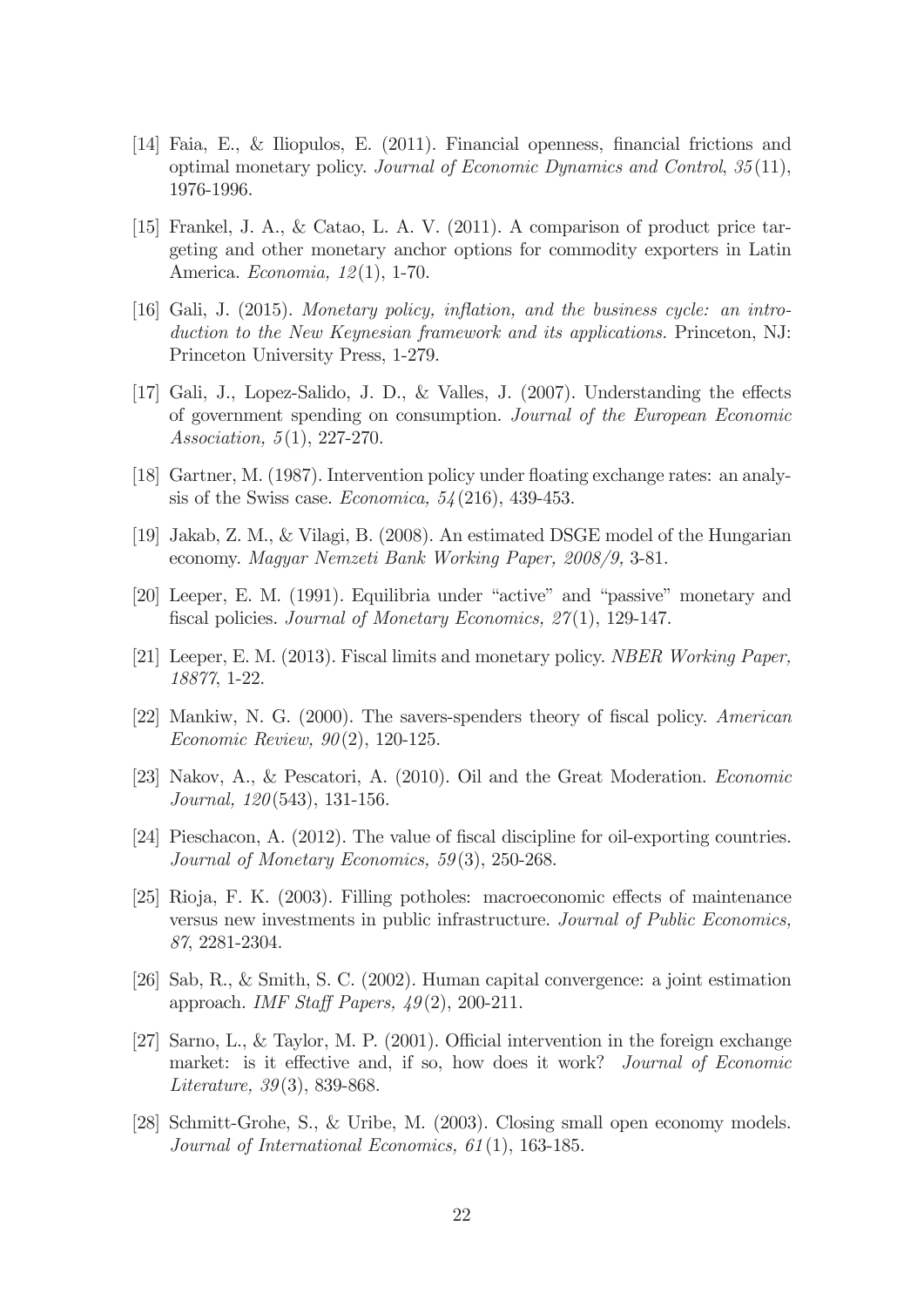[14] Faia, E., & Iliopulos, E. (2011). Financial openness, financial frictions and optimal monetary policy. *Journal of Economic Dynamics and Control*, *35*(11), 1976-1996.

[15] Frankel, J. A., & Catao, L. A. V. (2011). A comparison of product price targeting and other monetary anchor options for commodity exporters in Latin America. *Economia, 12*(1), 1-70.

[16] Gali, J. (2015). *Monetary policy, inflation, and the business cycle: an introduction to the New Keynesian framework and its applications.* Princeton, NJ: Princeton University Press, 1-279.

[17] Gali, J., Lopez-Salido, J. D., & Valles, J. (2007). Understanding the effects of government spending on consumption. *Journal of the European Economic Association, 5*(1), 227-270.

[18] Gartner, M. (1987). Intervention policy under floating exchange rates: an analysis of the Swiss case. *Economica, 54*(216), 439-453.

[19] Jakab, Z. M., & Vilagi, B. (2008). An estimated DSGE model of the Hungarian economy. *Magyar Nemzeti Bank Working Paper, 2008/9,* 3-81.

[20] Leeper, E. M. (1991). Equilibria under "active" and "passive" monetary and fiscal policies. *Journal of Monetary Economics, 27*(1), 129-147.

[21] Leeper, E. M. (2013). Fiscal limits and monetary policy. *NBER Working Paper, 18877*, 1-22.

[22] Mankiw, N. G. (2000). The savers-spenders theory of fiscal policy. *American Economic Review, 90*(2), 120-125.

[23] Nakov, A., & Pescatori, A. (2010). Oil and the Great Moderation. *Economic Journal, 120*(543), 131-156.

[24] Pieschacon, A. (2012). The value of fiscal discipline for oil-exporting countries. *Journal of Monetary Economics, 59*(3), 250-268.

[25] Rioja, F. K. (2003). Filling potholes: macroeconomic effects of maintenance versus new investments in public infrastructure. *Journal of Public Economics, 87*, 2281-2304.

[26] Sab, R., & Smith, S. C. (2002). Human capital convergence: a joint estimation approach. *IMF Staff Papers, 49*(2), 200-211.

[27] Sarno, L., & Taylor, M. P. (2001). Official intervention in the foreign exchange market: is it effective and, if so, how does it work? *Journal of Economic Literature, 39*(3), 839-868.

[28] Schmitt-Grohe, S., & Uribe, M. (2003). Closing small open economy models. *Journal of International Economics, 61*(1), 163-185.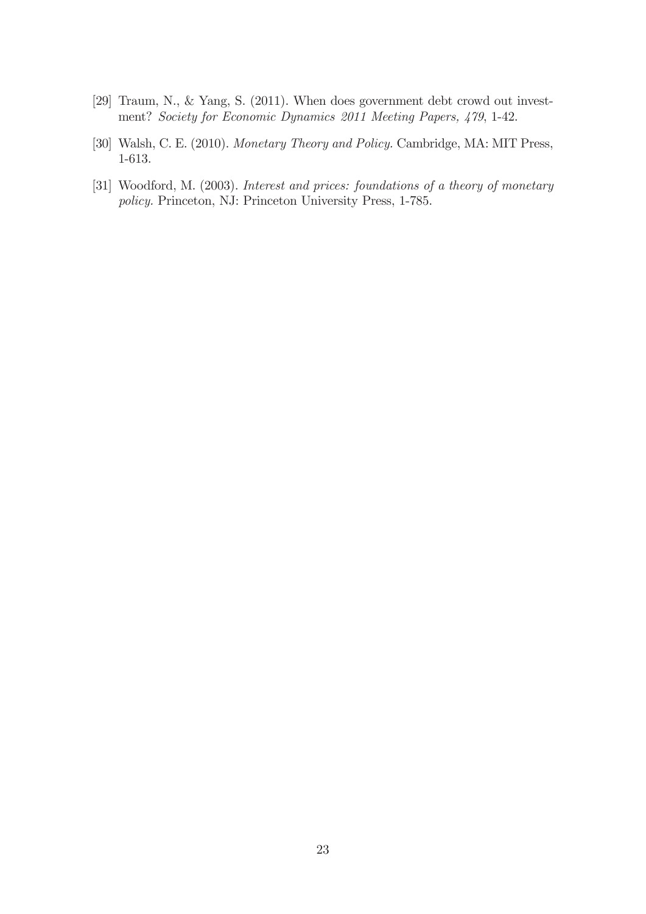[29] Traum, N., & Yang, S. (2011). When does government debt crowd out investment? *Society for Economic Dynamics 2011 Meeting Papers, 479*, 1-42.

[30] Walsh, C. E. (2010). *Monetary Theory and Policy.* Cambridge, MA: MIT Press, 1-613.

[31] Woodford, M. (2003). *Interest and prices: foundations of a theory of monetary policy.* Princeton, NJ: Princeton University Press, 1-785.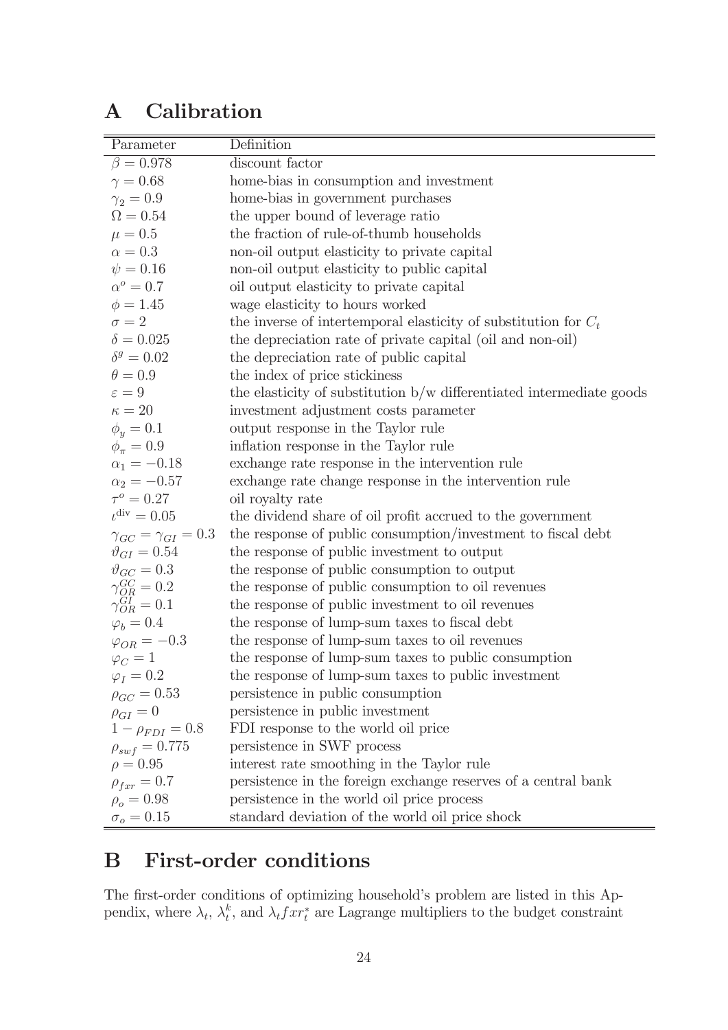# A Calibration

| Parameter | Definition |
| --- | --- |
| $\beta = 0.978$ | discount factor |
| $\gamma = 0.68$ | home-bias in consumption and investment |
| $\gamma_2 = 0.9$ | home-bias in government purchases |
| $\Omega = 0.54$ | the upper bound of leverage ratio |
| $\mu = 0.5$ | the fraction of rule-of-thumb households |
| $\alpha = 0.3$ | non-oil output elasticity to private capital |
| $\psi = 0.16$ | non-oil output elasticity to public capital |
| $\alpha^o = 0.7$ | oil output elasticity to private capital |
| $\phi = 1.45$ | wage elasticity to hours worked |
| $\sigma = 2$ | the inverse of intertemporal elasticity of substitution for $C_t$ |
| $\delta = 0.025$ | the depreciation rate of private capital (oil and non-oil) |
| $\delta^g = 0.02$ | the depreciation rate of public capital |
| $\theta = 0.9$ | the index of price stickiness |
| $\varepsilon = 9$ | the elasticity of substitution b/w differentiated intermediate goods |
| $\kappa = 20$ | investment adjustment costs parameter |
| $\phi_y = 0.1$ | output response in the Taylor rule |
| $\phi_\pi = 0.9$ | inflation response in the Taylor rule |
| $\alpha_1 = -0.18$ | exchange rate response in the intervention rule |
| $\alpha_2 = -0.57$ | exchange rate change response in the intervention rule |
| $\tau^o = 0.27$ | oil royalty rate |
| $\iota^{\text{div}} = 0.05$ | the dividend share of oil profit accrued to the government |
| $\gamma_{GC} = \gamma_{GI} = 0.3$ | the response of public consumption/investment to fiscal debt |
| $\vartheta_{GI} = 0.54$ | the response of public investment to output |
| $\vartheta_{GC} = 0.3$ | the response of public consumption to output |
| $\gamma_{OR}^{GC} = 0.2$ | the response of public consumption to oil revenues |
| $\gamma_{OR}^{GI} = 0.1$ | the response of public investment to oil revenues |
| $\varphi_b = 0.4$ | the response of lump-sum taxes to fiscal debt |
| $\varphi_{OR} = -0.3$ | the response of lump-sum taxes to oil revenues |
| $\varphi_C = 1$ | the response of lump-sum taxes to public consumption |
| $\varphi_I = 0.2$ | the response of lump-sum taxes to public investment |
| $\rho_{GC} = 0.53$ | persistence in public consumption |
| $\rho_{GI} = 0$ | persistence in public investment |
| $1 - \rho_{FDI} = 0.8$ | FDI response to the world oil price |
| $\rho_{swf} = 0.775$ | persistence in SWF process |
| $\rho = 0.95$ | interest rate smoothing in the Taylor rule |
| $\rho_{fxr} = 0.7$ | persistence in the foreign exchange reserves of a central bank |
| $\rho_o = 0.98$ | persistence in the world oil price process |
| $\sigma_o = 0.15$ | standard deviation of the world oil price shock |

# B First-order conditions

The first-order conditions of optimizing household's problem are listed in this Appendix, where $\lambda_t$, $\lambda_t^k$, and $\lambda_t fxr_t^*$ are Lagrange multipliers to the budget constraint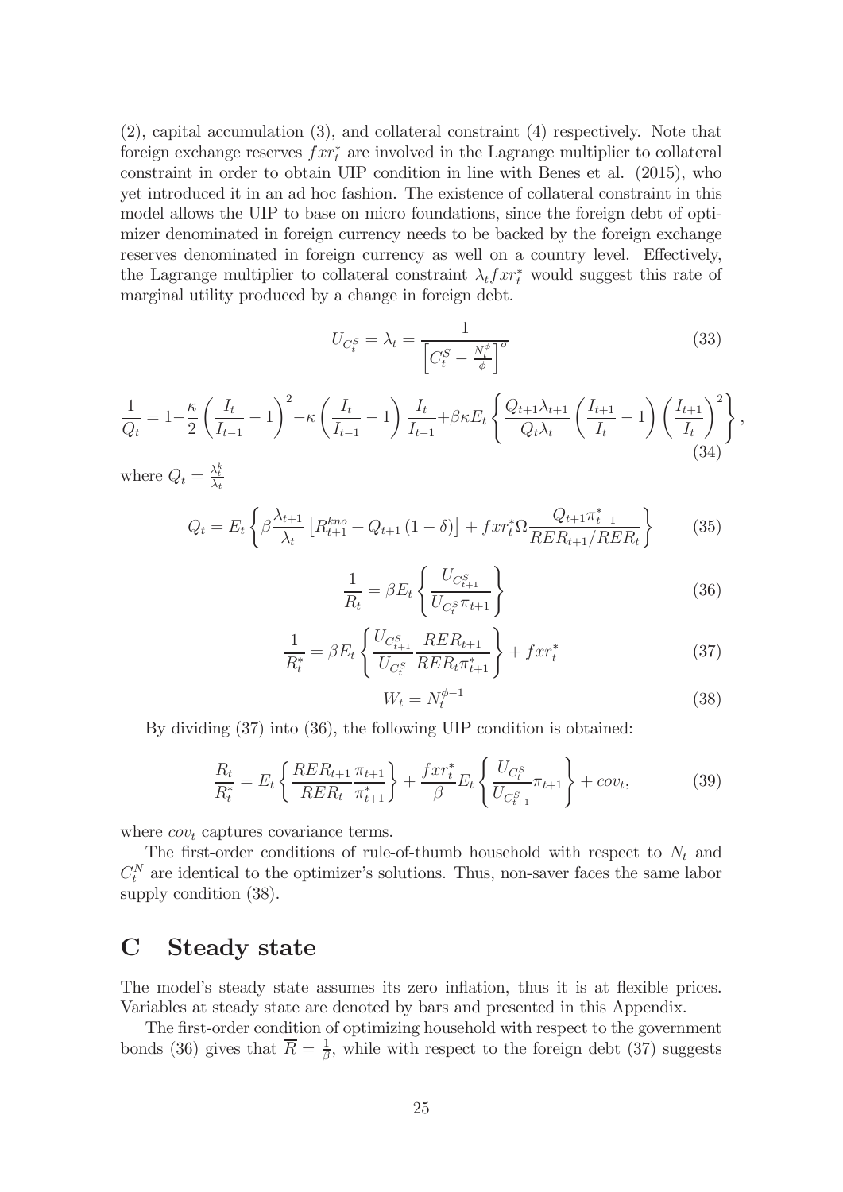(2), capital accumulation (3), and collateral constraint (4) respectively. Note that foreign exchange reserves $fxr_t^*$ are involved in the Lagrange multiplier to collateral constraint in order to obtain UIP condition in line with Benes et al. (2015), who yet introduced it in an ad hoc fashion. The existence of collateral constraint in this model allows the UIP to base on micro foundations, since the foreign debt of optimizer denominated in foreign currency needs to be backed by the foreign exchange reserves denominated in foreign currency as well on a country level. Effectively, the Lagrange multiplier to collateral constraint $\lambda_t fxr_t^*$ would suggest this rate of marginal utility produced by a change in foreign debt.

$$U_{C_t^S} = \lambda_t = \frac{1}{\left[C_t^S - \frac{N_t^\phi}{\phi}\right]^\sigma} \tag{33}$$

$$\frac{1}{Q_t} = 1 - \frac{\kappa}{2}\left(\frac{I_t}{I_{t-1}} - 1\right)^2 - \kappa\left(\frac{I_t}{I_{t-1}} - 1\right)\frac{I_t}{I_{t-1}} + \beta\kappa E_t\left\{\frac{Q_{t+1}\lambda_{t+1}}{Q_t\lambda_t}\left(\frac{I_{t+1}}{I_t} - 1\right)\left(\frac{I_{t+1}}{I_t}\right)^2\right\}, \tag{34}$$

where $Q_t = \frac{\lambda_t^k}{\lambda_t}$

$$Q_t = E_t\left\{\beta\frac{\lambda_{t+1}}{\lambda_t}\left[R_{t+1}^{kno} + Q_{t+1}(1-\delta)\right] + fxr_t^*\Omega\frac{Q_{t+1}\pi_{t+1}^*}{RER_{t+1}/RER_t}\right\} \tag{35}$$

$$\frac{1}{R_t} = \beta E_t\left\{\frac{U_{C_{t+1}^S}}{U_{C_t^S}\pi_{t+1}}\right\} \tag{36}$$

$$\frac{1}{R_t^*} = \beta E_t\left\{\frac{U_{C_{t+1}^S}}{U_{C_t^S}}\frac{RER_{t+1}}{RER_t\pi_{t+1}^*}\right\} + fxr_t^* \tag{37}$$

$$W_t = N_t^{\phi-1} \tag{38}$$

By dividing (37) into (36), the following UIP condition is obtained:

$$\frac{R_t}{R_t^*} = E_t\left\{\frac{RER_{t+1}}{RER_t}\frac{\pi_{t+1}}{\pi_{t+1}^*}\right\} + \frac{fxr_t^*}{\beta}E_t\left\{\frac{U_{C_t^S}}{U_{C_{t+1}^S}}\pi_{t+1}\right\} + cov_t, \tag{39}$$

where $cov_t$ captures covariance terms.

The first-order conditions of rule-of-thumb household with respect to $N_t$ and $C_t^N$ are identical to the optimizer's solutions. Thus, non-saver faces the same labor supply condition (38).

# C Steady state

The model's steady state assumes its zero inflation, thus it is at flexible prices. Variables at steady state are denoted by bars and presented in this Appendix.

The first-order condition of optimizing household with respect to the government bonds (36) gives that $\overline{R} = \frac{1}{\beta}$, while with respect to the foreign debt (37) suggests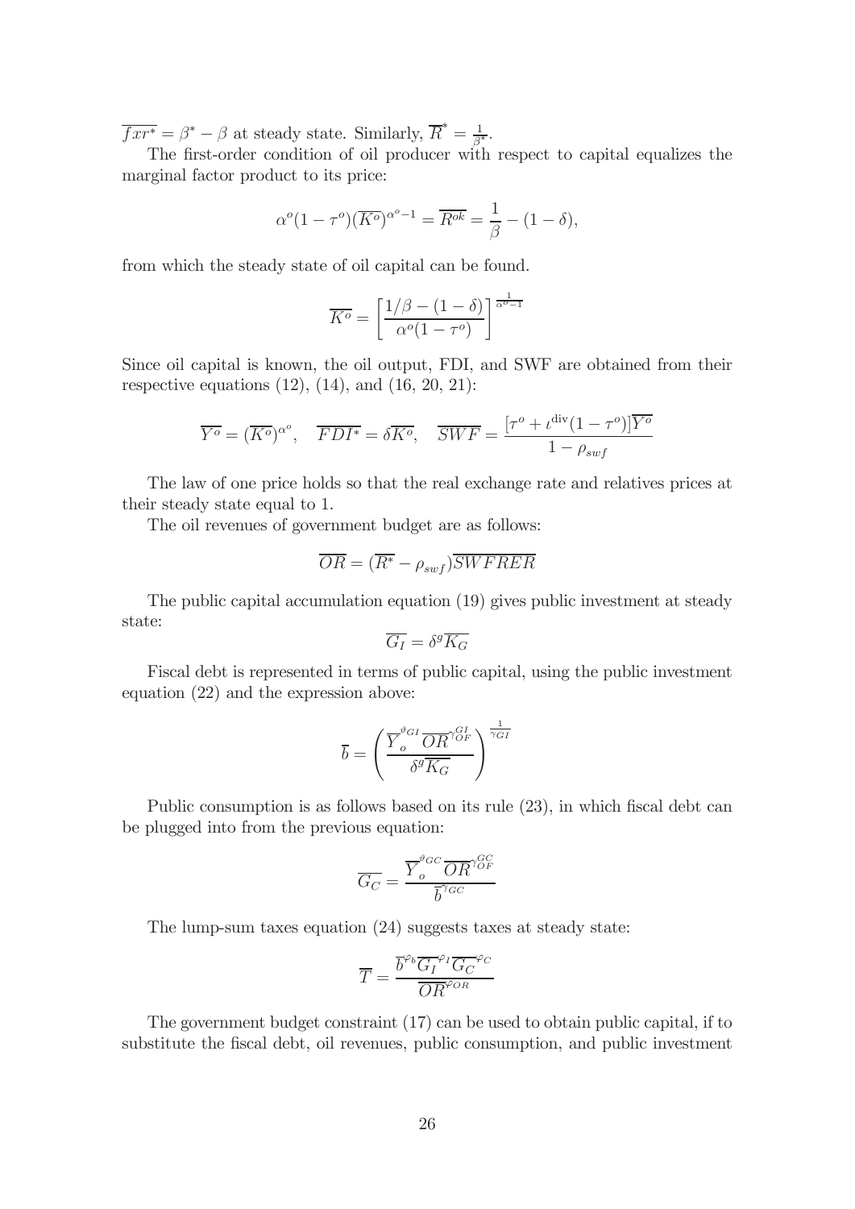$\overline{fxr^*} = \beta^* - \beta$ at steady state. Similarly, $\overline{R}^* = \frac{1}{\beta^*}$.

The first-order condition of oil producer with respect to capital equalizes the marginal factor product to its price:

$$\alpha^o(1-\tau^o)(\overline{K^o})^{\alpha^o - 1} = \overline{R^{ok}} = \frac{1}{\beta} - (1-\delta),$$

from which the steady state of oil capital can be found.

$$\overline{K^o} = \left[\frac{1/\beta - (1-\delta)}{\alpha^o(1-\tau^o)}\right]^{\frac{1}{\alpha^o - 1}}$$

Since oil capital is known, the oil output, FDI, and SWF are obtained from their respective equations (12), (14), and (16, 20, 21):

$$\overline{Y^o} = (\overline{K^o})^{\alpha^o}, \quad \overline{FDI^*} = \delta\overline{K^o}, \quad \overline{SWF} = \frac{[\tau^o + \iota^{\text{div}}(1-\tau^o)]\overline{Y^o}}{1-\rho_{swf}}$$

The law of one price holds so that the real exchange rate and relatives prices at their steady state equal to 1.

The oil revenues of government budget are as follows:

$$\overline{OR} = (\overline{R^*} - \rho_{swf})\overline{SWFRER}$$

The public capital accumulation equation (19) gives public investment at steady state:

$$\overline{G_I} = \delta^g \overline{K_G}$$

Fiscal debt is represented in terms of public capital, using the public investment equation (22) and the expression above:

$$\overline{b} = \left(\frac{\overline{Y_o}^{\vartheta_{GI}}\overline{OR}^{\gamma_{OF}^{GI}}}{\delta^g\overline{K_G}}\right)^{\frac{1}{\gamma_{GI}}}$$

Public consumption is as follows based on its rule (23), in which fiscal debt can be plugged into from the previous equation:

$$\overline{G_C} = \frac{\overline{Y_o}^{\vartheta_{GC}}\overline{OR}^{\gamma_{OF}^{GC}}}{\overline{b}^{\gamma_{GC}}}$$

The lump-sum taxes equation (24) suggests taxes at steady state:

$$\overline{T} = \frac{\overline{b}^{\varphi_b}\overline{G_I}^{\varphi_I}\overline{G_C}^{\varphi_C}}{\overline{OR}^{\varphi_{OR}}}$$

The government budget constraint (17) can be used to obtain public capital, if to substitute the fiscal debt, oil revenues, public consumption, and public investment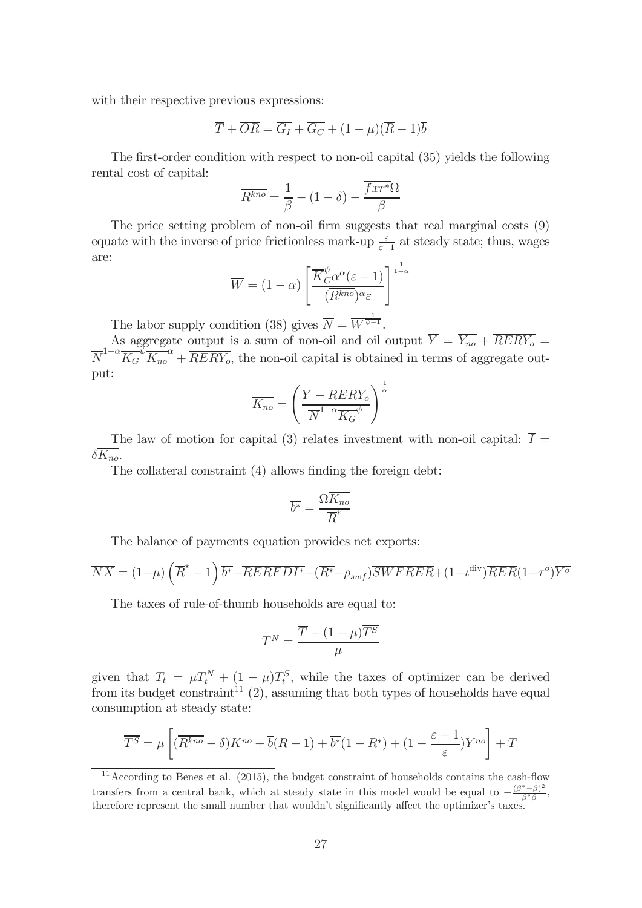with their respective previous expressions:

$$\overline{T} + \overline{OR} = \overline{G_I} + \overline{G_C} + (1-\mu)(\overline{R}-1)\overline{b}$$

The first-order condition with respect to non-oil capital (35) yields the following rental cost of capital:

$$\overline{R^{kno}} = \frac{1}{\beta} - (1-\delta) - \frac{\overline{fxr^*}\Omega}{\beta}$$

The price setting problem of non-oil firm suggests that real marginal costs (9) equate with the inverse of price frictionless mark-up $\frac{\varepsilon}{\varepsilon-1}$ at steady state; thus, wages are:

$$\overline{W} = (1-\alpha)\left[\frac{\overline{K_G}^{\psi}\alpha^{\alpha}(\varepsilon-1)}{(\overline{R^{kno}})^{\alpha}\varepsilon}\right]^{\frac{1}{1-\alpha}}$$

The labor supply condition (38) gives $\overline{N} = \overline{W}^{\frac{1}{\phi-1}}$.

As aggregate output is a sum of non-oil and oil output $\overline{Y} = \overline{Y_{no}} + \overline{RERY_o} = \overline{N}^{1-\alpha}\overline{K_G}^{\psi}\overline{K_{no}}^{\alpha} + \overline{RERY_o}$, the non-oil capital is obtained in terms of aggregate output:

$$\overline{K_{no}} = \left(\frac{\overline{Y} - \overline{RERY_o}}{\overline{N}^{1-\alpha}\overline{K_G}^{\psi}}\right)^{\frac{1}{\alpha}}$$

The law of motion for capital (3) relates investment with non-oil capital: $\overline{I} = \delta\overline{K_{no}}$.

The collateral constraint (4) allows finding the foreign debt:

$$\overline{b^*} = \frac{\Omega\overline{K_{no}}}{\overline{R}^*}$$

The balance of payments equation provides net exports:

$$\overline{NX} = (1-\mu)\left(\overline{R}^* - 1\right)\overline{b^*} - \overline{RERFDI^*} - (\overline{R^*} - \rho_{swf})\overline{SWFRER} + (1-\iota^{\text{div}})\overline{RER}(1-\tau^o)\overline{Y^o}$$

The taxes of rule-of-thumb households are equal to:

$$\overline{T^N} = \frac{\overline{T} - (1-\mu)\overline{T^S}}{\mu}$$

given that $T_t = \mu T_t^N + (1-\mu)T_t^S$, while the taxes of optimizer can be derived from its budget constraint[11] (2), assuming that both types of households have equal consumption at steady state:

$$\overline{T^S} = \mu\left[(\overline{R^{kno}} - \delta)\overline{K^{no}} + \overline{b}(\overline{R}-1) + \overline{b^*}(1-\overline{R^*}) + (1 - \frac{\varepsilon-1}{\varepsilon})\overline{Y^{no}}\right] + \overline{T}$$

[11] According to Benes et al. (2015), the budget constraint of households contains the cash-flow transfers from a central bank, which at steady state in this model would be equal to $-\frac{(\beta^*-\beta)^2}{\beta^*\beta}$, therefore represent the small number that wouldn't significantly affect the optimizer's taxes.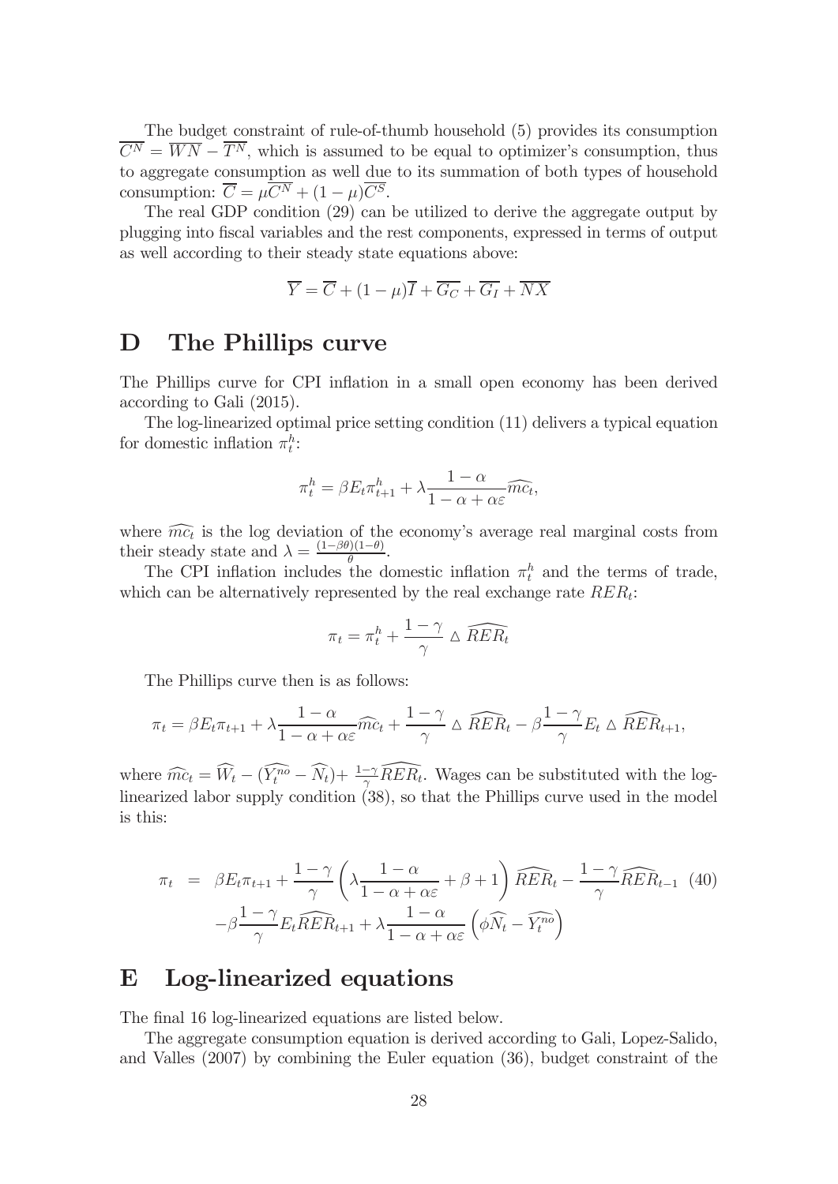The budget constraint of rule-of-thumb household (5) provides its consumption $\overline{C^N} = \overline{WN} - \overline{T^N}$, which is assumed to be equal to optimizer's consumption, thus to aggregate consumption as well due to its summation of both types of household consumption: $\overline{C} = \mu\overline{C^N} + (1-\mu)\overline{C^S}$.

The real GDP condition (29) can be utilized to derive the aggregate output by plugging into fiscal variables and the rest components, expressed in terms of output as well according to their steady state equations above:

$$\overline{Y} = \overline{C} + (1-\mu)\overline{I} + \overline{G_C} + \overline{G_I} + \overline{NX}$$

# D The Phillips curve

The Phillips curve for CPI inflation in a small open economy has been derived according to Gali (2015).

The log-linearized optimal price setting condition (11) delivers a typical equation for domestic inflation $\pi_t^h$:

$$\pi_t^h = \beta E_t \pi_{t+1}^h + \lambda \frac{1-\alpha}{1-\alpha+\alpha\varepsilon}\widehat{mc_t},$$

where $\widehat{mc_t}$ is the log deviation of the economy's average real marginal costs from their steady state and $\lambda = \frac{(1-\beta\theta)(1-\theta)}{\theta}$.

The CPI inflation includes the domestic inflation $\pi_t^h$ and the terms of trade, which can be alternatively represented by the real exchange rate $RER_t$:

$$\pi_t = \pi_t^h + \frac{1-\gamma}{\gamma} \triangle \widehat{RER_t}$$

The Phillips curve then is as follows:

$$\pi_t = \beta E_t \pi_{t+1} + \lambda \frac{1-\alpha}{1-\alpha+\alpha\varepsilon}\widehat{mc_t} + \frac{1-\gamma}{\gamma} \triangle \widehat{RER_t} - \beta\frac{1-\gamma}{\gamma} E_t \triangle \widehat{RER}_{t+1},$$

where $\widehat{mc_t} = \widehat{W_t} - (\widehat{Y_t^{no}} - \widehat{N_t}) + \frac{1-\gamma}{\gamma}\widehat{RER_t}$. Wages can be substituted with the log-linearized labor supply condition (38), so that the Phillips curve used in the model is this:

$$\begin{aligned}
\pi_t &= \beta E_t \pi_{t+1} + \frac{1-\gamma}{\gamma}\left(\lambda\frac{1-\alpha}{1-\alpha+\alpha\varepsilon} + \beta + 1\right)\widehat{RER}_t - \frac{1-\gamma}{\gamma}\widehat{RER}_{t-1} \quad (40) \\
&\quad -\beta\frac{1-\gamma}{\gamma}E_t\widehat{RER}_{t+1} + \lambda\frac{1-\alpha}{1-\alpha+\alpha\varepsilon}\left(\phi\widehat{N_t} - \widehat{Y_t^{no}}\right)
\end{aligned}$$

# E Log-linearized equations

The final 16 log-linearized equations are listed below.

The aggregate consumption equation is derived according to Gali, Lopez-Salido, and Valles (2007) by combining the Euler equation (36), budget constraint of the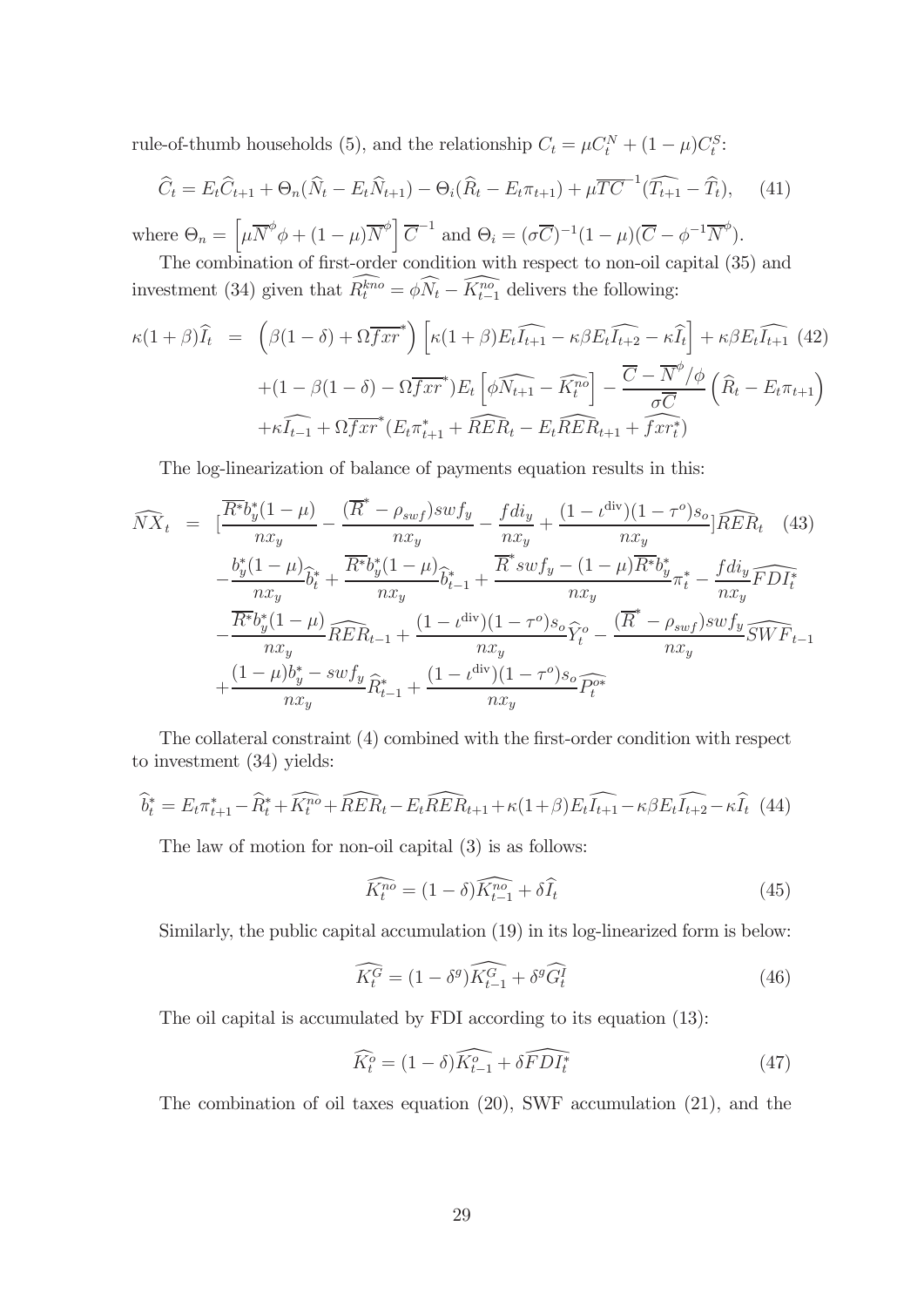rule-of-thumb households (5), and the relationship $C_t = \mu C_t^N + (1-\mu)C_t^S$:

$$\widehat{C}_t = E_t\widehat{C}_{t+1} + \Theta_n(\widehat{N}_t - E_t\widehat{N}_{t+1}) - \Theta_i(\widehat{R}_t - E_t\pi_{t+1}) + \mu\overline{TC}^{-1}(\widehat{T_{t+1}} - \widehat{T}_t), \quad (41)$$

where $\Theta_n = \left[\mu\overline{N}^{\phi}\phi + (1-\mu)\overline{N}^{\phi}\right]\overline{C}^{-1}$ and $\Theta_i = (\sigma\overline{C})^{-1}(1-\mu)(\overline{C} - \phi^{-1}\overline{N}^{\phi})$.

The combination of first-order condition with respect to non-oil capital (35) and investment (34) given that $\widehat{R_t^{kno}} = \phi\widehat{N_t} - \widehat{K_{t-1}^{no}}$ delivers the following:

$$\begin{aligned}
\kappa(1+\beta)\widehat{I}_t &= \left(\beta(1-\delta) + \Omega\overline{fxr}^*\right)\left[\kappa(1+\beta)E_t\widehat{I_{t+1}} - \kappa\beta E_t\widehat{I_{t+2}} - \kappa\widehat{I}_t\right] + \kappa\beta E_t\widehat{I_{t+1}} \quad (42)\\
&+ (1-\beta(1-\delta) - \Omega\overline{fxr}^*)E_t\left[\phi\widehat{N_{t+1}} - \widehat{K_t^{no}}\right] - \frac{\overline{C} - \overline{N}^{\phi}/\phi}{\sigma\overline{C}}\left(\widehat{R}_t - E_t\pi_{t+1}\right)\\
&+ \kappa\widehat{I_{t-1}} + \Omega\overline{fxr}^*(E_t\pi_{t+1}^* + \widehat{RER}_t - E_t\widehat{RER}_{t+1} + \widehat{fxr_t^*})
\end{aligned}$$

The log-linearization of balance of payments equation results in this:

$$\begin{aligned}
\widehat{NX}_t &= \left[\frac{\overline{R^*}b_y^*(1-\mu)}{nx_y} - \frac{(\overline{R}^* - \rho_{swf})swf_y}{nx_y} - \frac{fdi_y}{nx_y} + \frac{(1-\iota^{\text{div}})(1-\tau^o)s_o}{nx_y}\right]\widehat{RER}_t \quad (43)\\
&- \frac{b_y^*(1-\mu)}{nx_y}\widehat{b}_t^* + \frac{\overline{R^*}b_y^*(1-\mu)}{nx_y}\widehat{b}_{t-1}^* + \frac{\overline{R}^*swf_y - (1-\mu)\overline{R^*}b_y^*}{nx_y}\pi_t^* - \frac{fdi_y}{nx_y}\widehat{FDI_t^*}\\
&- \frac{\overline{R^*}b_y^*(1-\mu)}{nx_y}\widehat{RER}_{t-1} + \frac{(1-\iota^{\text{div}})(1-\tau^o)s_o}{nx_y}\widehat{Y}_t^o - \frac{(\overline{R}^* - \rho_{swf})swf_y}{nx_y}\widehat{SWF}_{t-1}\\
&+ \frac{(1-\mu)b_y^* - swf_y}{nx_y}\widehat{R}_{t-1}^* + \frac{(1-\iota^{\text{div}})(1-\tau^o)s_o}{nx_y}\widehat{P_t^{o*}}
\end{aligned}$$

The collateral constraint (4) combined with the first-order condition with respect to investment (34) yields:

$$\widehat{b}_t^* = E_t\pi_{t+1}^* - \widehat{R}_t^* + \widehat{K_t^{no}} + \widehat{RER}_t - E_t\widehat{RER}_{t+1} + \kappa(1+\beta)E_t\widehat{I_{t+1}} - \kappa\beta E_t\widehat{I_{t+2}} - \kappa\widehat{I}_t \quad (44)$$

The law of motion for non-oil capital (3) is as follows:

$$\widehat{K_t^{no}} = (1-\delta)\widehat{K_{t-1}^{no}} + \delta\widehat{I}_t \quad (45)$$

Similarly, the public capital accumulation (19) in its log-linearized form is below:

$$\widehat{K_t^G} = (1-\delta^g)\widehat{K_{t-1}^G} + \delta^g\widehat{G_t^I} \quad (46)$$

The oil capital is accumulated by FDI according to its equation (13):

$$\widehat{K_t^o} = (1-\delta)\widehat{K_{t-1}^o} + \delta\widehat{FDI_t^*} \quad (47)$$

The combination of oil taxes equation (20), SWF accumulation (21), and the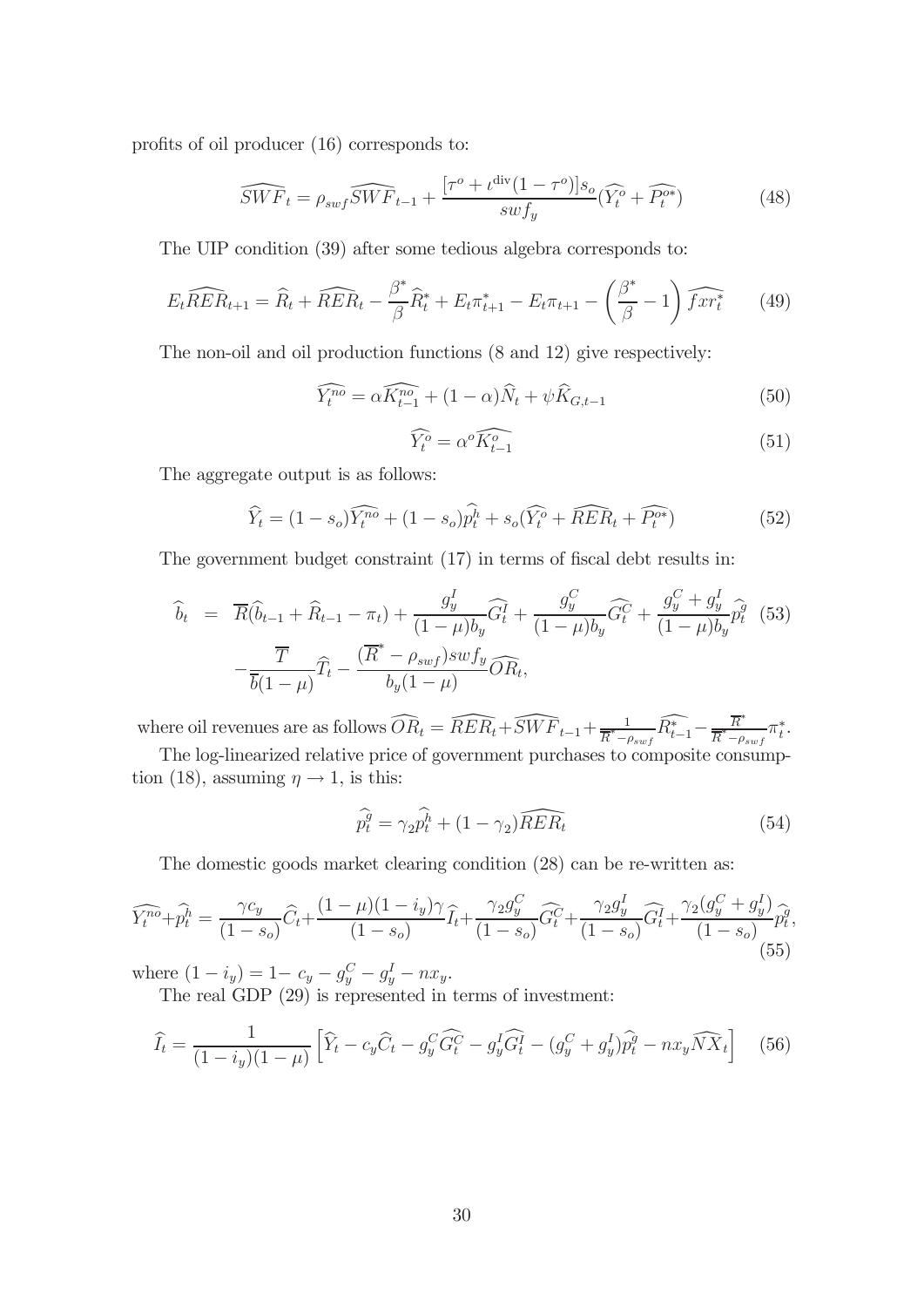profits of oil producer (16) corresponds to:

$$\widehat{SWF}_t = \rho_{swf}\widehat{SWF}_{t-1} + \frac{[\tau^o + \iota^{\text{div}}(1-\tau^o)]s_o}{swf_y}(\widehat{Y^o_t} + \widehat{P^{o*}_t}) \tag{48}$$

The UIP condition (39) after some tedious algebra corresponds to:

$$E_t\widehat{RER}_{t+1} = \widehat{R}_t + \widehat{RER}_t - \frac{\beta^*}{\beta}\widehat{R}^*_t + E_t\pi^*_{t+1} - E_t\pi_{t+1} - \left(\frac{\beta^*}{\beta} - 1\right)\widehat{fxr^*_t} \tag{49}$$

The non-oil and oil production functions (8 and 12) give respectively:

$$\widehat{Y^{no}_t} = \alpha\widehat{K^{no}_{t-1}} + (1-\alpha)\widehat{N}_t + \psi\widehat{K}_{G,t-1} \tag{50}$$

$$\widehat{Y^o_t} = \alpha^o\widehat{K^o_{t-1}} \tag{51}$$

The aggregate output is as follows:

$$\widehat{Y}_t = (1-s_o)\widehat{Y^{no}_t} + (1-s_o)\widehat{p^h_t} + s_o(\widehat{Y^o_t} + \widehat{RER}_t + \widehat{P^{o*}_t}) \tag{52}$$

The government budget constraint (17) in terms of fiscal debt results in:

$$\begin{aligned}\widehat{b}_t &= \overline{R}(\widehat{b}_{t-1} + \widehat{R}_{t-1} - \pi_t) + \frac{g^I_y}{(1-\mu)b_y}\widehat{G^I_t} + \frac{g^C_y}{(1-\mu)b_y}\widehat{G^C_t} + \frac{g^C_y + g^I_y}{(1-\mu)b_y}\widehat{p^g_t} \\ &\quad - \frac{\overline{T}}{\overline{b}(1-\mu)}\widehat{T}_t - \frac{(\overline{R}^* - \rho_{swf})swf_y}{b_y(1-\mu)}\widehat{OR}_t,\end{aligned} \tag{53}$$

where oil revenues are as follows $\widehat{OR}_t = \widehat{RER}_t + \widehat{SWF}_{t-1} + \frac{1}{\overline{R}^* - \rho_{swf}}\widehat{R^*_{t-1}} - \frac{\overline{R}^*}{\overline{R}^* - \rho_{swf}}\pi^*_t$.

The log-linearized relative price of government purchases to composite consumption (18), assuming $\eta \to 1$, is this:

$$\widehat{p^g_t} = \gamma_2\widehat{p^h_t} + (1-\gamma_2)\widehat{RER_t} \tag{54}$$

The domestic goods market clearing condition (28) can be re-written as:

$$\widehat{Y^{no}_t} + \widehat{p^h_t} = \frac{\gamma c_y}{(1-s_o)}\widehat{C}_t + \frac{(1-\mu)(1-i_y)\gamma}{(1-s_o)}\widehat{I}_t + \frac{\gamma_2 g^C_y}{(1-s_o)}\widehat{G^C_t} + \frac{\gamma_2 g^I_y}{(1-s_o)}\widehat{G^I_t} + \frac{\gamma_2(g^C_y + g^I_y)}{(1-s_o)}\widehat{p^g_t}, \tag{55}$$

where $(1-i_y) = 1 - c_y - g^C_y - g^I_y - nx_y$.

The real GDP (29) is represented in terms of investment:

$$\widehat{I}_t = \frac{1}{(1-i_y)(1-\mu)}\left[\widehat{Y}_t - c_y\widehat{C}_t - g^C_y\widehat{G^C_t} - g^I_y\widehat{G^I_t} - (g^C_y + g^I_y)\widehat{p^g_t} - nx_y\widehat{NX}_t\right] \tag{56}$$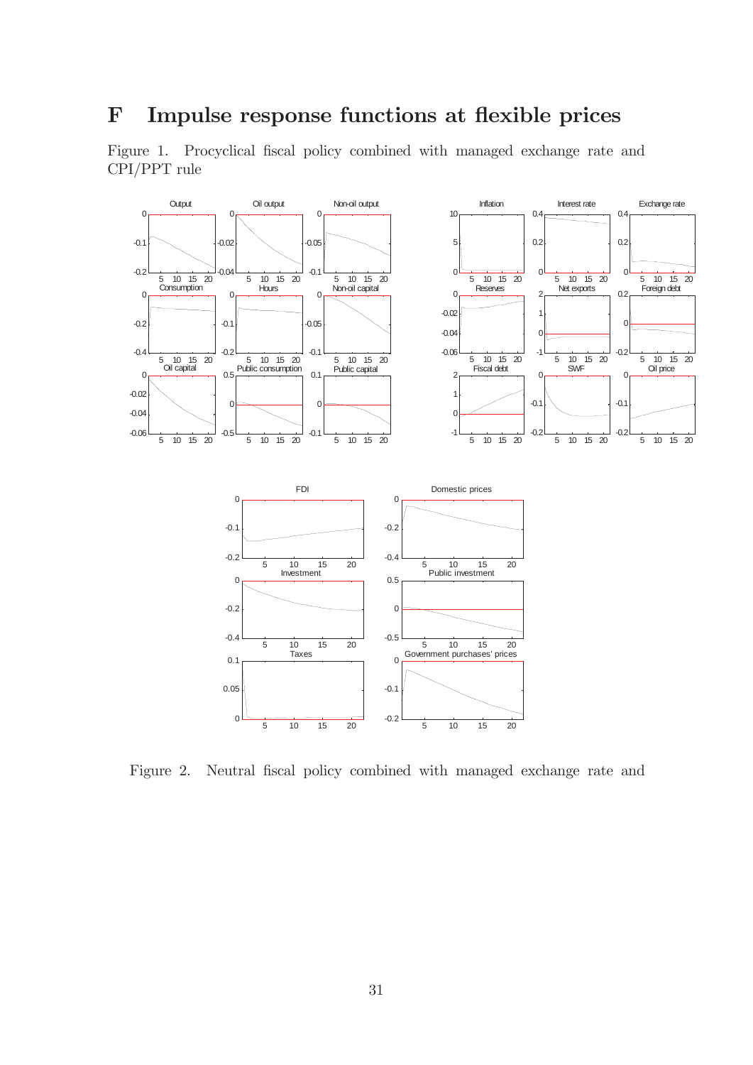# F Impulse response functions at flexible prices

Figure 1. Procyclical fiscal policy combined with managed exchange rate and CPI/PPT rule

Figure 2. Neutral fiscal policy combined with managed exchange rate and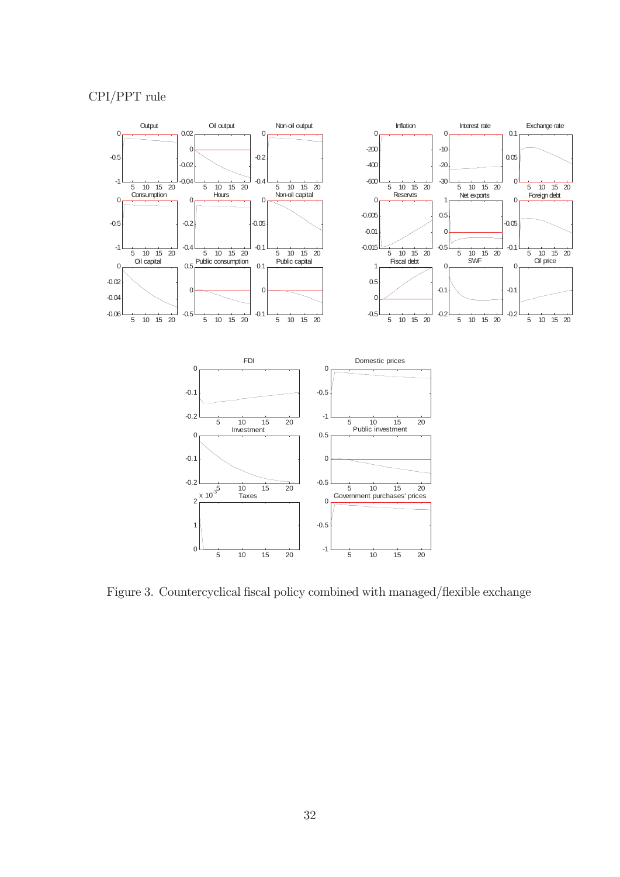CPI/PPT rule

Figure 3. Countercyclical fiscal policy combined with managed/flexible exchange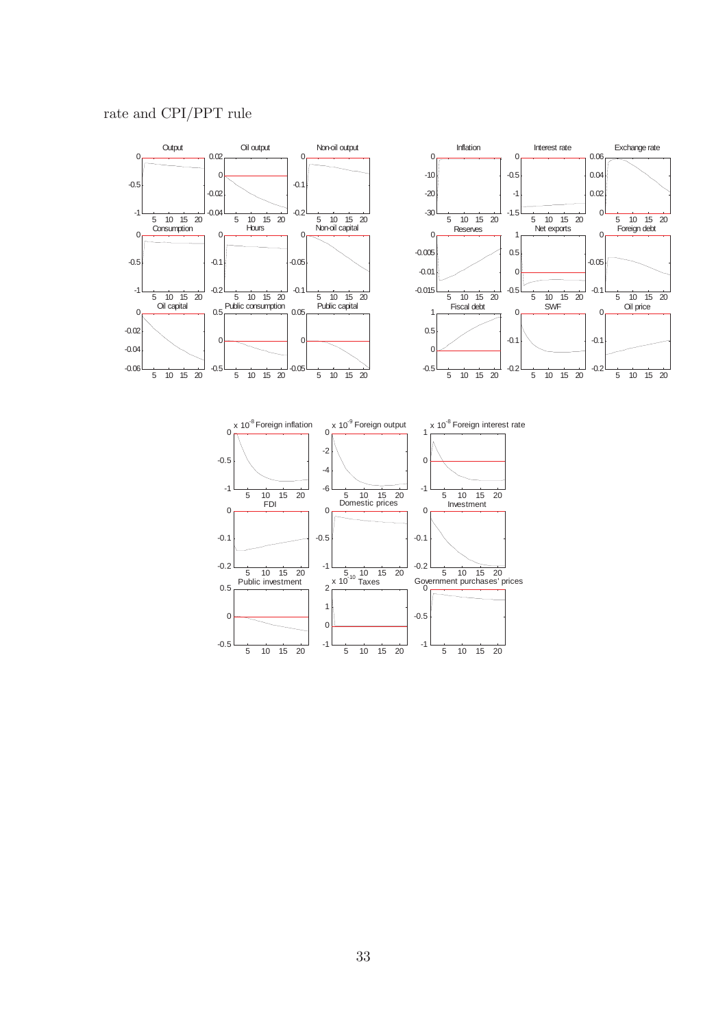rate and CPI/PPT rule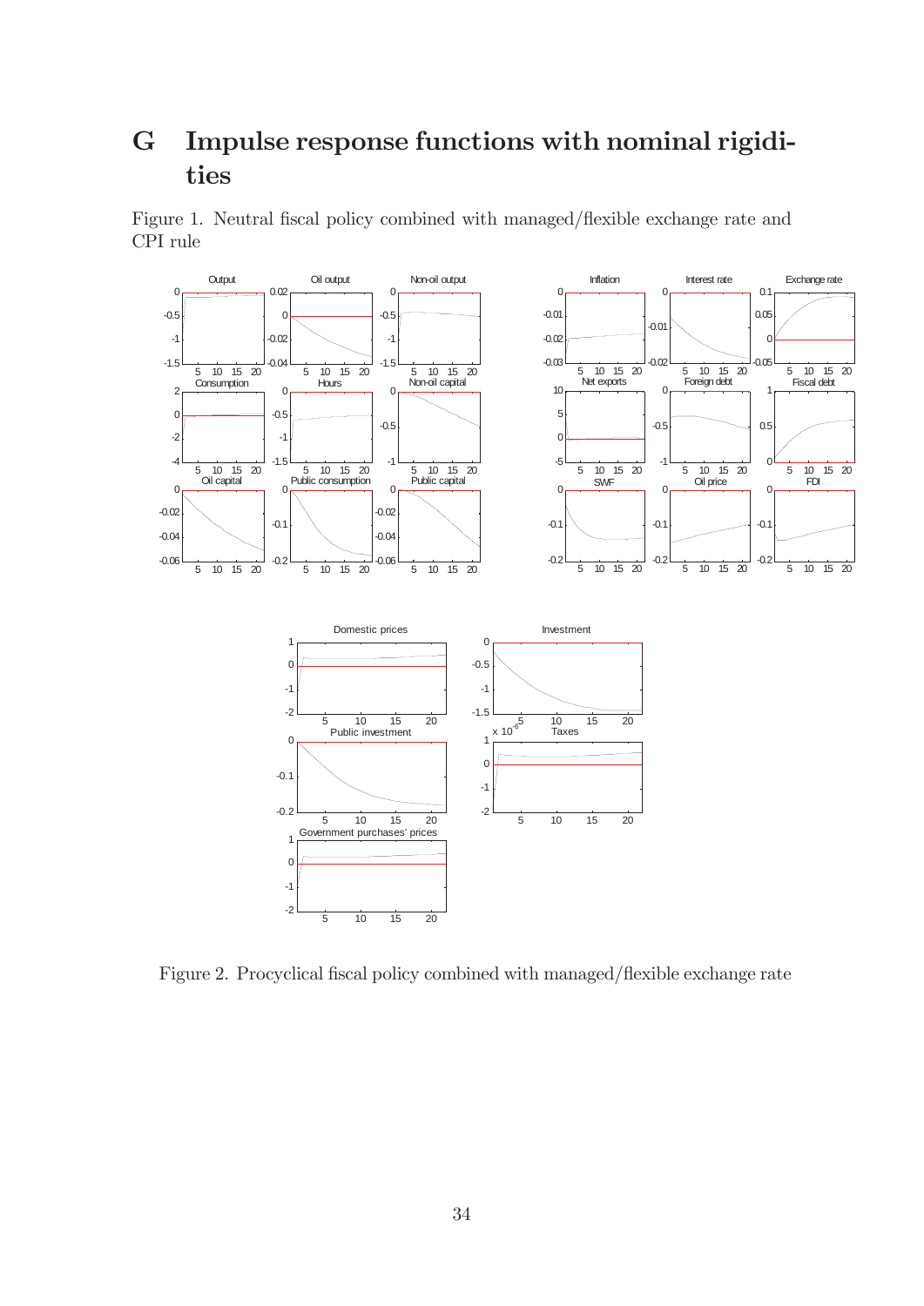# G Impulse response functions with nominal rigidities

Figure 1. Neutral fiscal policy combined with managed/flexible exchange rate and CPI rule

Figure 2. Procyclical fiscal policy combined with managed/flexible exchange rate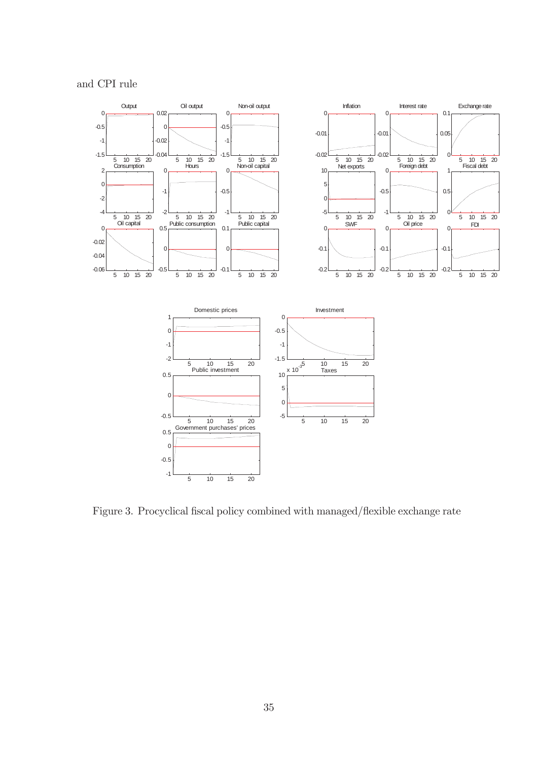and CPI rule

Figure 3. Procyclical fiscal policy combined with managed/flexible exchange rate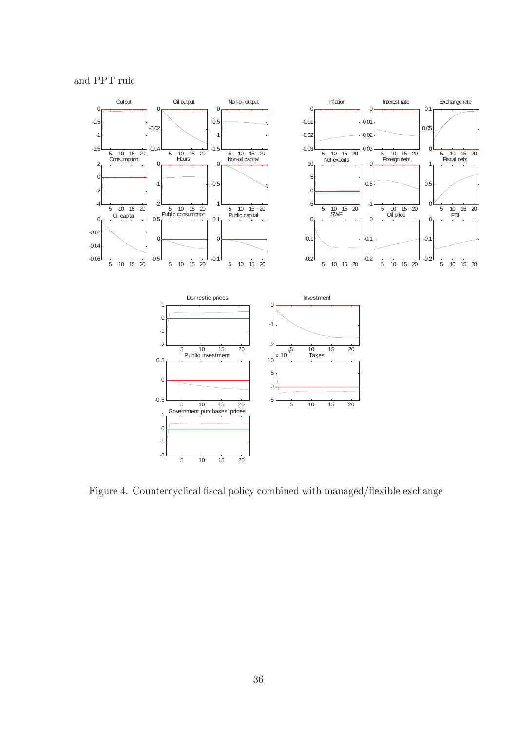and PPT rule

Figure 4. Countercyclical fiscal policy combined with managed/flexible exchange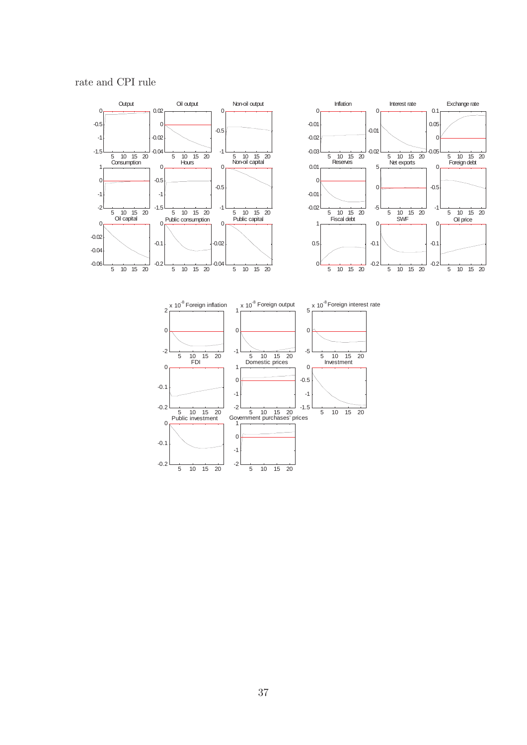rate and CPI rule

Output
0
-0.5
-1
-1.5
5 10 15 20

Oil output
0.02
0
-0.02
-0.04
5 10 15 20

Non-oil output
0
-0.5
-1
5 10 15 20

Consumption
1
0
-1
-2
5 10 15 20

Hours
0
-0.5
-1
-1.5
5 10 15 20

Non-oil capital
0
-0.5
-1
5 10 15 20

Oil capital
0
-0.02
-0.04
-0.06
5 10 15 20

Public consumption
0
-0.1
-0.2
5 10 15 20

Public capital
0
-0.02
-0.04
5 10 15 20

Inflation
0
-0.01
-0.02
-0.03
5 10 15 20

Interest rate
0
-0.01
-0.02
5 10 15 20

Exchange rate
0.1
0.05
0
-0.05
5 10 15 20

Reserves
0.01
0
-0.01
-0.02
5 10 15 20

Net exports
5
0
-5
5 10 15 20

Foreign debt
0
-0.5
-1
5 10 15 20

Fiscal debt
1
0.5
0
5 10 15 20

SWF
0
-0.1
-0.2
5 10 15 20

Oil price
0
-0.1
-0.2
5 10 15 20

x 10^-8 Foreign inflation
2
0
-2
5 10 15 20

x 10^-8 Foreign output
1
0
-1
5 10 15 20

x 10^-8 Foreign interest rate
5
0
-5
5 10 15 20

FDI
0
-0.1
-0.2
5 10 15 20

Domestic prices
1
0
-1
-2
5 10 15 20

Investment
0
-0.5
-1
-1.5
5 10 15 20

Public investment
0
-0.1
-0.2
5 10 15 20

Government purchases' prices
1
0
-1
-2
5 10 15 20